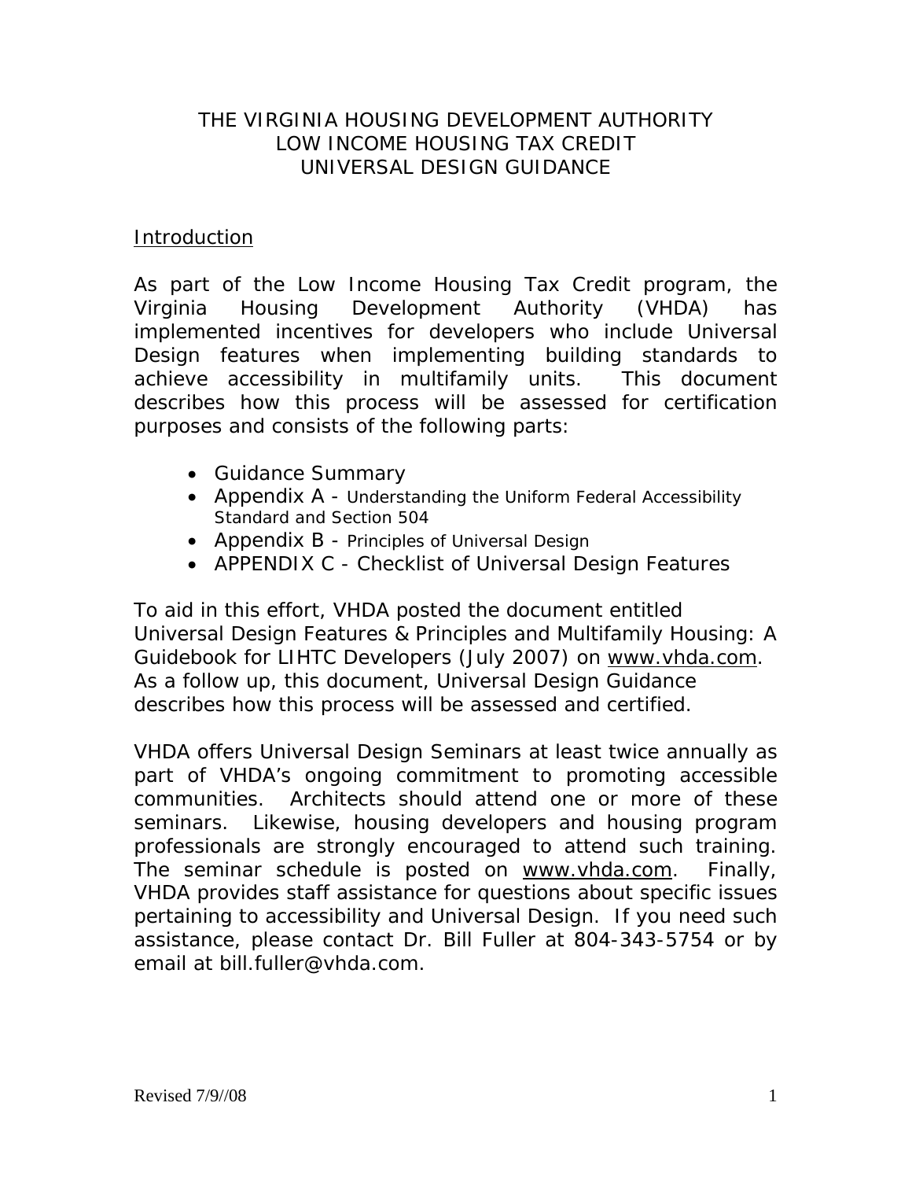# THE VIRGINIA HOUSING DEVELOPMENT AUTHORITY
# LOW INCOME HOUSING TAX CREDIT
# UNIVERSAL DESIGN GUIDANCE

## Introduction

As part of the Low Income Housing Tax Credit program, the Virginia Housing Development Authority (VHDA) has implemented incentives for developers who include Universal Design features when implementing building standards to achieve accessibility in multifamily units. This document describes how this process will be assessed for certification purposes and consists of the following parts:

- Guidance Summary
- Appendix A - Understanding the Uniform Federal Accessibility Standard and Section 504
- Appendix B - Principles of Universal Design
- APPENDIX C - Checklist of Universal Design Features

To aid in this effort, VHDA posted the document entitled Universal Design Features & Principles and Multifamily Housing: A Guidebook for LIHTC Developers (July 2007) on www.vhda.com. As a follow up, this document, Universal Design Guidance describes how this process will be assessed and certified.

VHDA offers Universal Design Seminars at least twice annually as part of VHDA's ongoing commitment to promoting accessible communities. Architects should attend one or more of these seminars. Likewise, housing developers and housing program professionals are strongly encouraged to attend such training. The seminar schedule is posted on www.vhda.com. Finally, VHDA provides staff assistance for questions about specific issues pertaining to accessibility and Universal Design. If you need such assistance, please contact Dr. Bill Fuller at 804-343-5754 or by email at bill.fuller@vhda.com.

Revised 7/9//08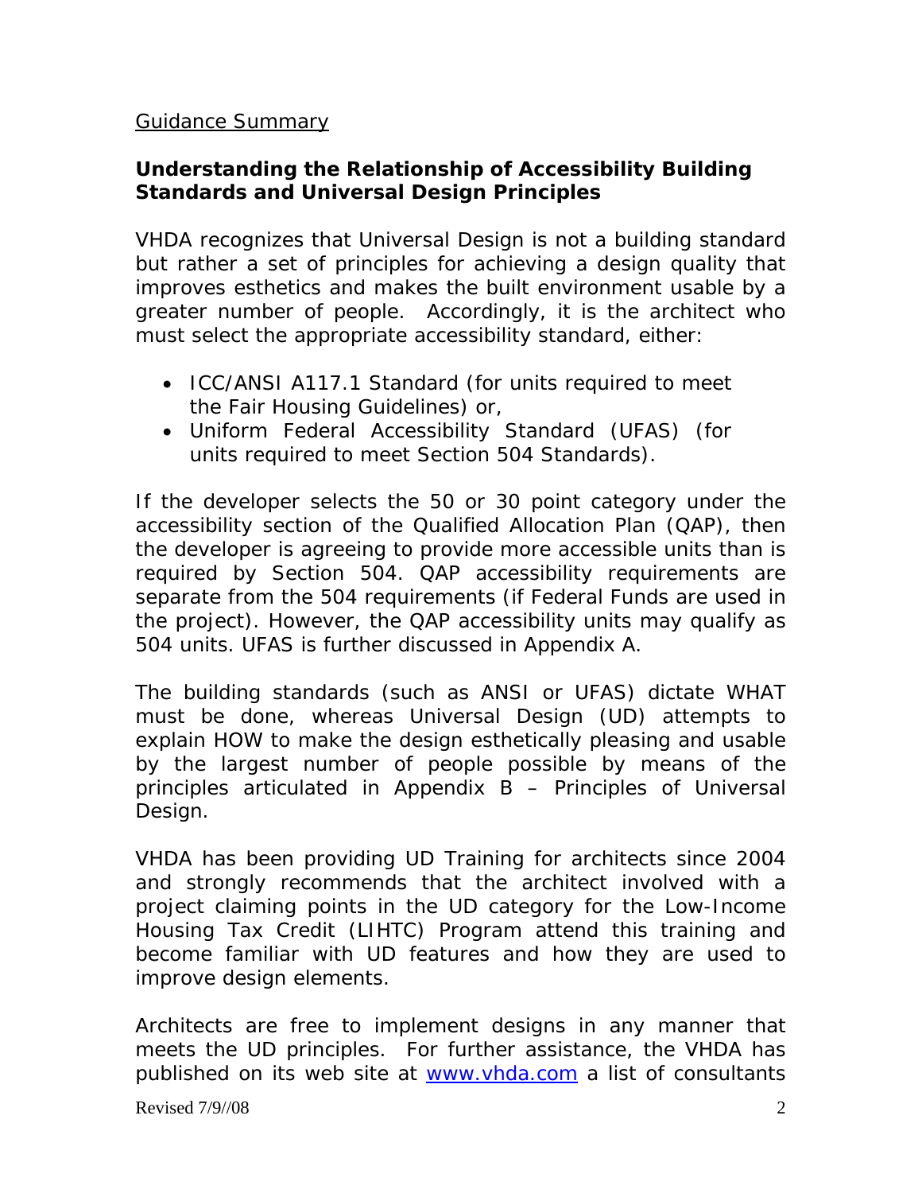<u>Guidance Summary</u>

**Understanding the Relationship of Accessibility Building Standards and Universal Design Principles**

VHDA recognizes that Universal Design is not a building standard but rather a set of principles for achieving a design quality that improves esthetics and makes the built environment usable by a greater number of people. Accordingly, it is the architect who must select the appropriate accessibility standard, either:

- ICC/ANSI A117.1 Standard (for units required to meet the Fair Housing Guidelines) or,
- Uniform Federal Accessibility Standard (UFAS) (for units required to meet Section 504 Standards).

If the developer selects the 50 or 30 point category under the accessibility section of the Qualified Allocation Plan (QAP), then the developer is agreeing to provide more accessible units than is required by Section 504. QAP accessibility requirements are separate from the 504 requirements (if Federal Funds are used in the project). However, the QAP accessibility units may qualify as 504 units. UFAS is further discussed in Appendix A.

The building standards (such as ANSI or UFAS) dictate WHAT must be done, whereas Universal Design (UD) attempts to explain HOW to make the design esthetically pleasing and usable by the largest number of people possible by means of the principles articulated in Appendix B – Principles of Universal Design.

VHDA has been providing UD Training for architects since 2004 and strongly recommends that the architect involved with a project claiming points in the UD category for the Low-Income Housing Tax Credit (LIHTC) Program attend this training and become familiar with UD features and how they are used to improve design elements.

Architects are free to implement designs in any manner that meets the UD principles. For further assistance, the VHDA has published on its web site at [www.vhda.com](www.vhda.com) a list of consultants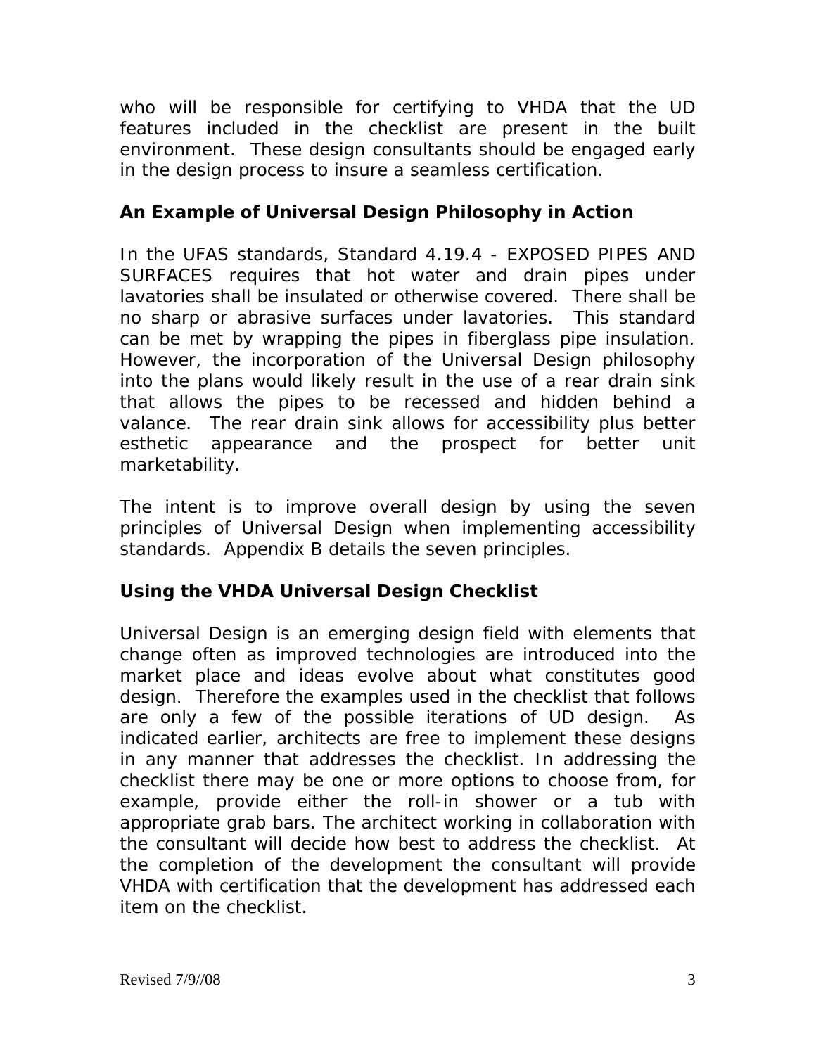who will be responsible for certifying to VHDA that the UD features included in the checklist are present in the built environment. These design consultants should be engaged early in the design process to insure a seamless certification.

## An Example of Universal Design Philosophy in Action

In the UFAS standards, Standard 4.19.4 - EXPOSED PIPES AND SURFACES requires that hot water and drain pipes under lavatories shall be insulated or otherwise covered. There shall be no sharp or abrasive surfaces under lavatories. This standard can be met by wrapping the pipes in fiberglass pipe insulation. However, the incorporation of the Universal Design philosophy into the plans would likely result in the use of a rear drain sink that allows the pipes to be recessed and hidden behind a valance. The rear drain sink allows for accessibility plus better esthetic appearance and the prospect for better unit marketability.

The intent is to improve overall design by using the seven principles of Universal Design when implementing accessibility standards. Appendix B details the seven principles.

## Using the VHDA Universal Design Checklist

Universal Design is an emerging design field with elements that change often as improved technologies are introduced into the market place and ideas evolve about what constitutes good design. Therefore the examples used in the checklist that follows are only a few of the possible iterations of UD design. As indicated earlier, architects are free to implement these designs in any manner that addresses the checklist. In addressing the checklist there may be one or more options to choose from, for example, provide either the roll-in shower or a tub with appropriate grab bars. The architect working in collaboration with the consultant will decide how best to address the checklist. At the completion of the development the consultant will provide VHDA with certification that the development has addressed each item on the checklist.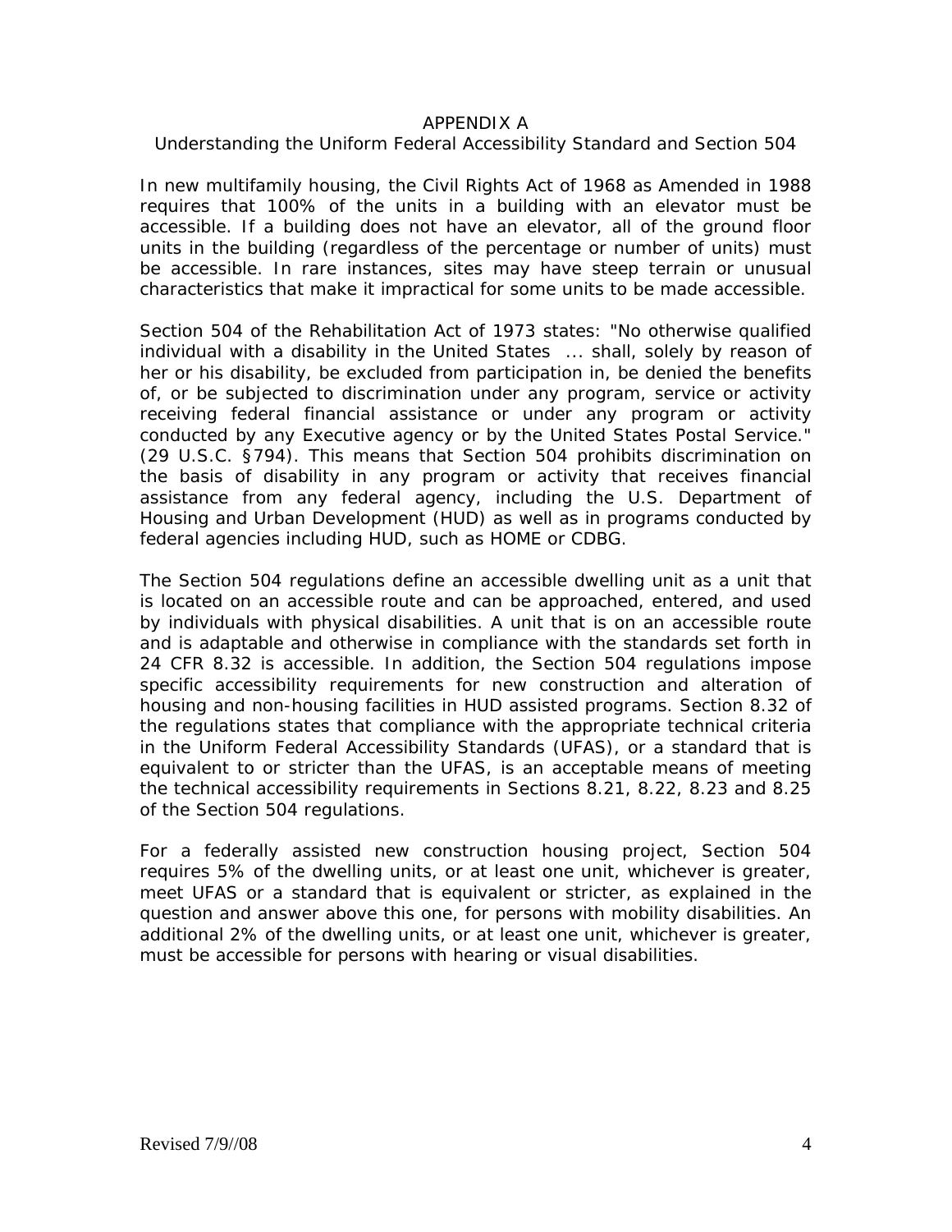# APPENDIX A

## Understanding the Uniform Federal Accessibility Standard and Section 504

In new multifamily housing, the Civil Rights Act of 1968 as Amended in 1988 requires that 100% of the units in a building with an elevator must be accessible. If a building does not have an elevator, all of the ground floor units in the building (regardless of the percentage or number of units) must be accessible. In rare instances, sites may have steep terrain or unusual characteristics that make it impractical for some units to be made accessible.

Section 504 of the Rehabilitation Act of 1973 states: "No otherwise qualified individual with a disability in the United States ... shall, solely by reason of her or his disability, be excluded from participation in, be denied the benefits of, or be subjected to discrimination under any program, service or activity receiving federal financial assistance or under any program or activity conducted by any Executive agency or by the United States Postal Service." (29 U.S.C. §794). This means that Section 504 prohibits discrimination on the basis of disability in any program or activity that receives financial assistance from any federal agency, including the U.S. Department of Housing and Urban Development (HUD) as well as in programs conducted by federal agencies including HUD, such as HOME or CDBG.

The Section 504 regulations define an accessible dwelling unit as a unit that is located on an accessible route and can be approached, entered, and used by individuals with physical disabilities. A unit that is on an accessible route and is adaptable and otherwise in compliance with the standards set forth in 24 CFR 8.32 is accessible. In addition, the Section 504 regulations impose specific accessibility requirements for new construction and alteration of housing and non-housing facilities in HUD assisted programs. Section 8.32 of the regulations states that compliance with the appropriate technical criteria in the Uniform Federal Accessibility Standards (UFAS), or a standard that is equivalent to or stricter than the UFAS, is an acceptable means of meeting the technical accessibility requirements in Sections 8.21, 8.22, 8.23 and 8.25 of the Section 504 regulations.

For a federally assisted new construction housing project, Section 504 requires 5% of the dwelling units, or at least one unit, whichever is greater, meet UFAS or a standard that is equivalent or stricter, as explained in the question and answer above this one, for persons with mobility disabilities. An additional 2% of the dwelling units, or at least one unit, whichever is greater, must be accessible for persons with hearing or visual disabilities.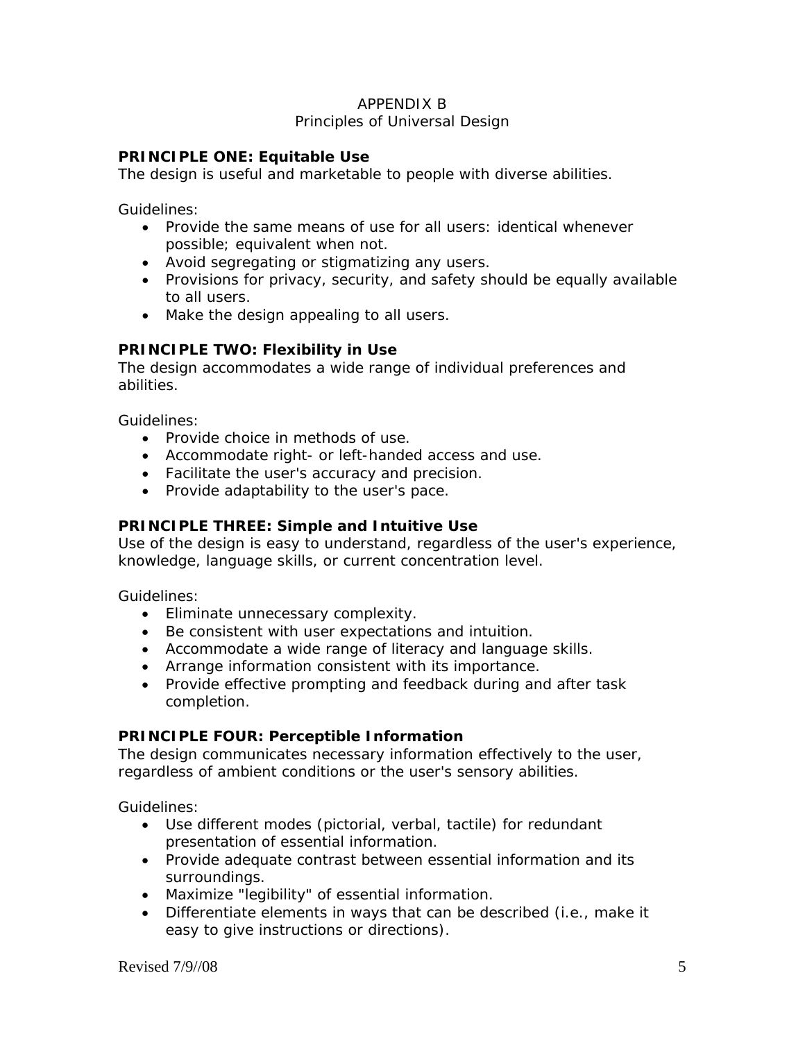# APPENDIX B
## Principles of Universal Design

**PRINCIPLE ONE: Equitable Use**
The design is useful and marketable to people with diverse abilities.

Guidelines:

- Provide the same means of use for all users: identical whenever possible; equivalent when not.
- Avoid segregating or stigmatizing any users.
- Provisions for privacy, security, and safety should be equally available to all users.
- Make the design appealing to all users.

**PRINCIPLE TWO: Flexibility in Use**
The design accommodates a wide range of individual preferences and abilities.

Guidelines:

- Provide choice in methods of use.
- Accommodate right- or left-handed access and use.
- Facilitate the user's accuracy and precision.
- Provide adaptability to the user's pace.

**PRINCIPLE THREE: Simple and Intuitive Use**
Use of the design is easy to understand, regardless of the user's experience, knowledge, language skills, or current concentration level.

Guidelines:

- Eliminate unnecessary complexity.
- Be consistent with user expectations and intuition.
- Accommodate a wide range of literacy and language skills.
- Arrange information consistent with its importance.
- Provide effective prompting and feedback during and after task completion.

**PRINCIPLE FOUR: Perceptible Information**
The design communicates necessary information effectively to the user, regardless of ambient conditions or the user's sensory abilities.

Guidelines:

- Use different modes (pictorial, verbal, tactile) for redundant presentation of essential information.
- Provide adequate contrast between essential information and its surroundings.
- Maximize "legibility" of essential information.
- Differentiate elements in ways that can be described (i.e., make it easy to give instructions or directions).

Revised 7/9//08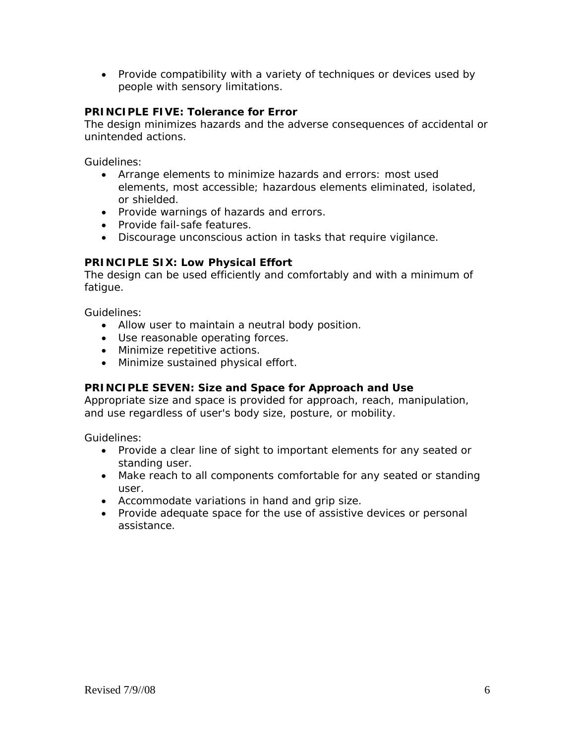- Provide compatibility with a variety of techniques or devices used by people with sensory limitations.

**PRINCIPLE FIVE: Tolerance for Error**
The design minimizes hazards and the adverse consequences of accidental or unintended actions.

Guidelines:

- Arrange elements to minimize hazards and errors: most used elements, most accessible; hazardous elements eliminated, isolated, or shielded.
- Provide warnings of hazards and errors.
- Provide fail-safe features.
- Discourage unconscious action in tasks that require vigilance.

**PRINCIPLE SIX: Low Physical Effort**
The design can be used efficiently and comfortably and with a minimum of fatigue.

Guidelines:

- Allow user to maintain a neutral body position.
- Use reasonable operating forces.
- Minimize repetitive actions.
- Minimize sustained physical effort.

**PRINCIPLE SEVEN: Size and Space for Approach and Use**
Appropriate size and space is provided for approach, reach, manipulation, and use regardless of user's body size, posture, or mobility.

Guidelines:

- Provide a clear line of sight to important elements for any seated or standing user.
- Make reach to all components comfortable for any seated or standing user.
- Accommodate variations in hand and grip size.
- Provide adequate space for the use of assistive devices or personal assistance.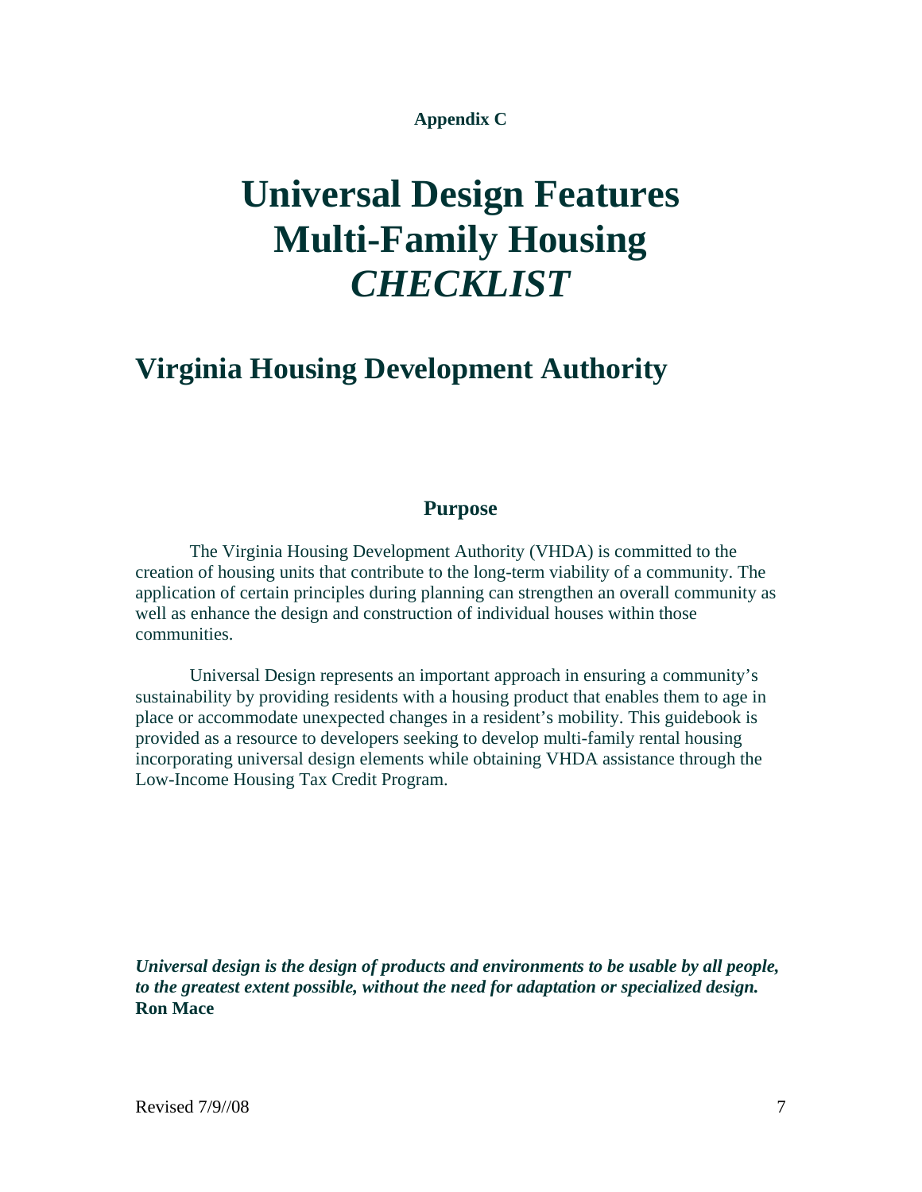**Appendix C**

# Universal Design Features Multi-Family Housing *CHECKLIST*

## Virginia Housing Development Authority

### Purpose

The Virginia Housing Development Authority (VHDA) is committed to the creation of housing units that contribute to the long-term viability of a community. The application of certain principles during planning can strengthen an overall community as well as enhance the design and construction of individual houses within those communities.

Universal Design represents an important approach in ensuring a community's sustainability by providing residents with a housing product that enables them to age in place or accommodate unexpected changes in a resident's mobility. This guidebook is provided as a resource to developers seeking to develop multi-family rental housing incorporating universal design elements while obtaining VHDA assistance through the Low-Income Housing Tax Credit Program.

***Universal design is the design of products and environments to be usable by all people, to the greatest extent possible, without the need for adaptation or specialized design.***
**Ron Mace**

Revised 7/9//08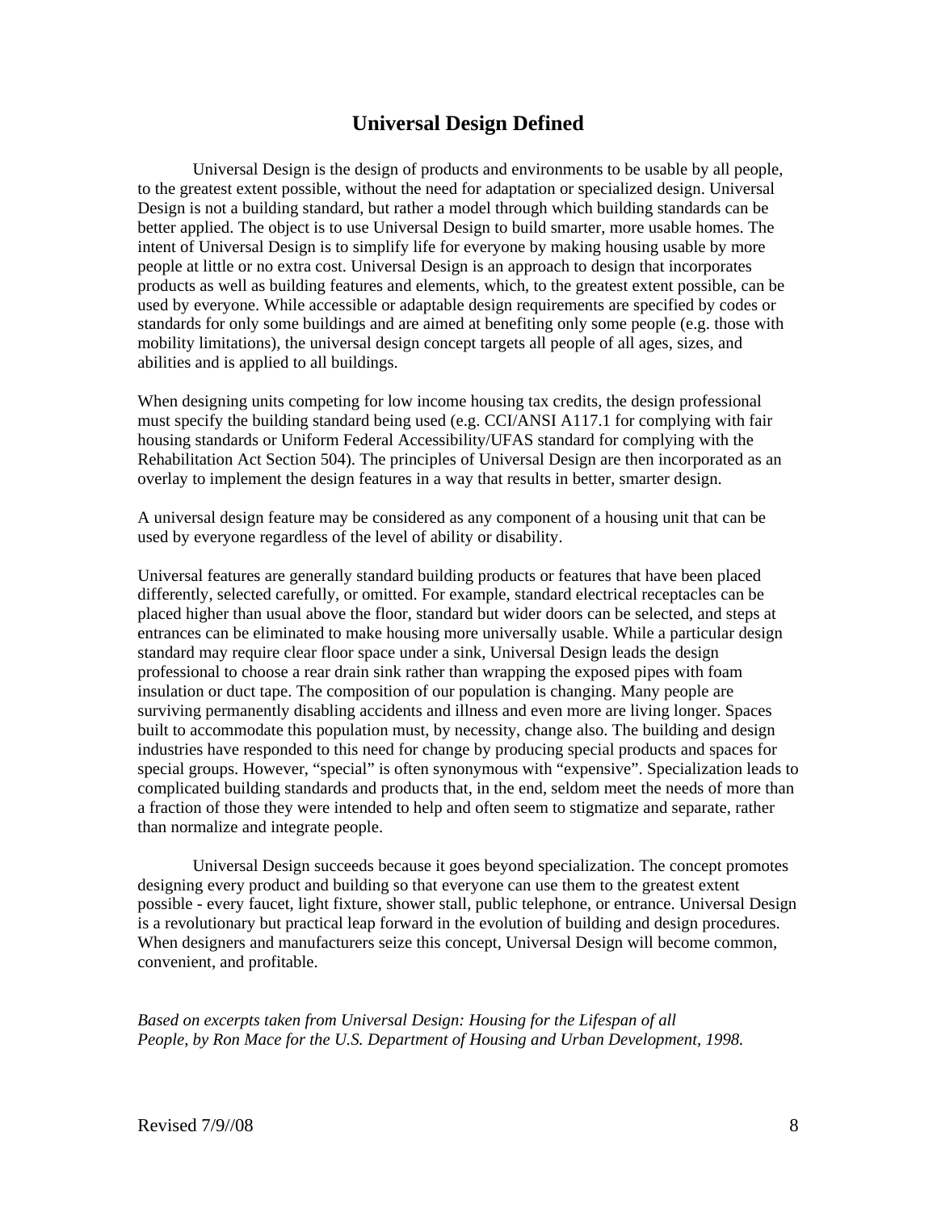# Universal Design Defined

Universal Design is the design of products and environments to be usable by all people, to the greatest extent possible, without the need for adaptation or specialized design. Universal Design is not a building standard, but rather a model through which building standards can be better applied. The object is to use Universal Design to build smarter, more usable homes. The intent of Universal Design is to simplify life for everyone by making housing usable by more people at little or no extra cost. Universal Design is an approach to design that incorporates products as well as building features and elements, which, to the greatest extent possible, can be used by everyone. While accessible or adaptable design requirements are specified by codes or standards for only some buildings and are aimed at benefiting only some people (e.g. those with mobility limitations), the universal design concept targets all people of all ages, sizes, and abilities and is applied to all buildings.

When designing units competing for low income housing tax credits, the design professional must specify the building standard being used (e.g. CCI/ANSI A117.1 for complying with fair housing standards or Uniform Federal Accessibility/UFAS standard for complying with the Rehabilitation Act Section 504). The principles of Universal Design are then incorporated as an overlay to implement the design features in a way that results in better, smarter design.

A universal design feature may be considered as any component of a housing unit that can be used by everyone regardless of the level of ability or disability.

Universal features are generally standard building products or features that have been placed differently, selected carefully, or omitted. For example, standard electrical receptacles can be placed higher than usual above the floor, standard but wider doors can be selected, and steps at entrances can be eliminated to make housing more universally usable. While a particular design standard may require clear floor space under a sink, Universal Design leads the design professional to choose a rear drain sink rather than wrapping the exposed pipes with foam insulation or duct tape. The composition of our population is changing. Many people are surviving permanently disabling accidents and illness and even more are living longer. Spaces built to accommodate this population must, by necessity, change also. The building and design industries have responded to this need for change by producing special products and spaces for special groups. However, "special" is often synonymous with "expensive". Specialization leads to complicated building standards and products that, in the end, seldom meet the needs of more than a fraction of those they were intended to help and often seem to stigmatize and separate, rather than normalize and integrate people.

Universal Design succeeds because it goes beyond specialization. The concept promotes designing every product and building so that everyone can use them to the greatest extent possible - every faucet, light fixture, shower stall, public telephone, or entrance. Universal Design is a revolutionary but practical leap forward in the evolution of building and design procedures. When designers and manufacturers seize this concept, Universal Design will become common, convenient, and profitable.

*Based on excerpts taken from Universal Design: Housing for the Lifespan of all People, by Ron Mace for the U.S. Department of Housing and Urban Development, 1998.*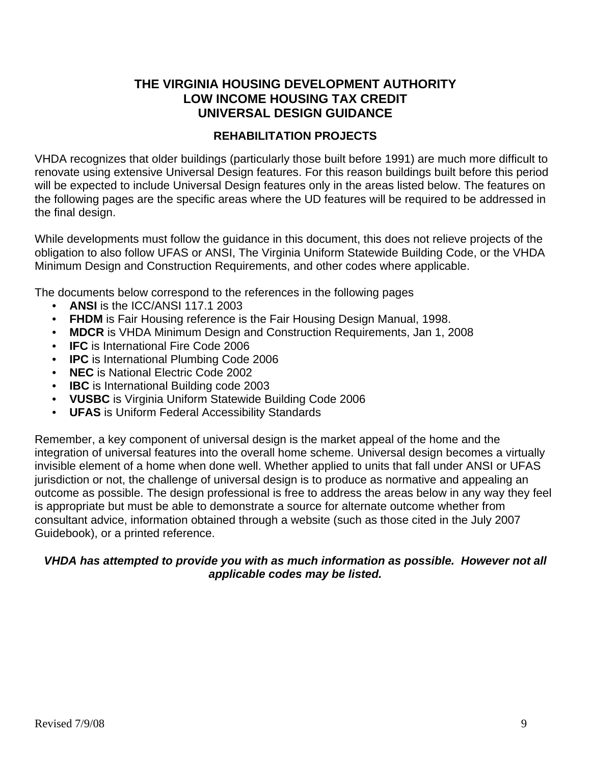# THE VIRGINIA HOUSING DEVELOPMENT AUTHORITY
# LOW INCOME HOUSING TAX CREDIT
# UNIVERSAL DESIGN GUIDANCE

## REHABILITATION PROJECTS

VHDA recognizes that older buildings (particularly those built before 1991) are much more difficult to renovate using extensive Universal Design features. For this reason buildings built before this period will be expected to include Universal Design features only in the areas listed below. The features on the following pages are the specific areas where the UD features will be required to be addressed in the final design.

While developments must follow the guidance in this document, this does not relieve projects of the obligation to also follow UFAS or ANSI, The Virginia Uniform Statewide Building Code, or the VHDA Minimum Design and Construction Requirements, and other codes where applicable.

The documents below correspond to the references in the following pages

- **ANSI** is the ICC/ANSI 117.1 2003
- **FHDM** is Fair Housing reference is the Fair Housing Design Manual, 1998.
- **MDCR** is VHDA Minimum Design and Construction Requirements, Jan 1, 2008
- **IFC** is International Fire Code 2006
- **IPC** is International Plumbing Code 2006
- **NEC** is National Electric Code 2002
- **IBC** is International Building code 2003
- **VUSBC** is Virginia Uniform Statewide Building Code 2006
- **UFAS** is Uniform Federal Accessibility Standards

Remember, a key component of universal design is the market appeal of the home and the integration of universal features into the overall home scheme. Universal design becomes a virtually invisible element of a home when done well. Whether applied to units that fall under ANSI or UFAS jurisdiction or not, the challenge of universal design is to produce as normative and appealing an outcome as possible. The design professional is free to address the areas below in any way they feel is appropriate but must be able to demonstrate a source for alternate outcome whether from consultant advice, information obtained through a website (such as those cited in the July 2007 Guidebook), or a printed reference.

***VHDA has attempted to provide you with as much information as possible. However not all applicable codes may be listed.***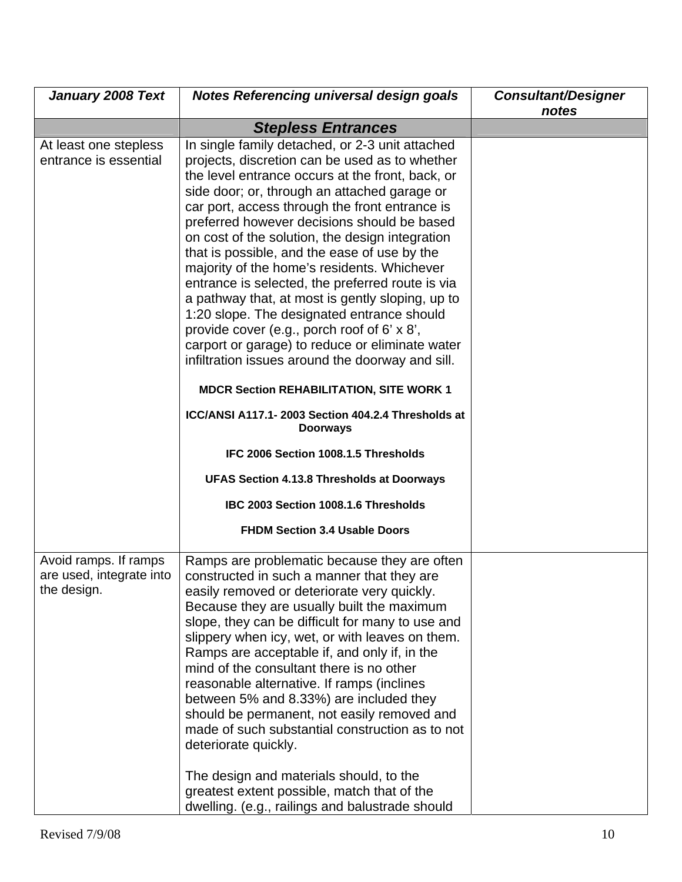| *January 2008 Text* | *Notes Referencing universal design goals* | *Consultant/Designer notes* |
|---|---|---|
| | ***Stepless Entrances*** | |
| At least one stepless entrance is essential | In single family detached, or 2-3 unit attached projects, discretion can be used as to whether the level entrance occurs at the front, back, or side door; or, through an attached garage or car port, access through the front entrance is preferred however decisions should be based on cost of the solution, the design integration that is possible, and the ease of use by the majority of the home's residents. Whichever entrance is selected, the preferred route is via a pathway that, at most is gently sloping, up to 1:20 slope. The designated entrance should provide cover (e.g., porch roof of 6' x 8', carport or garage) to reduce or eliminate water infiltration issues around the doorway and sill.<br><br>**MDCR Section REHABILITATION, SITE WORK 1**<br><br>**ICC/ANSI A117.1- 2003 Section 404.2.4 Thresholds at Doorways**<br><br>**IFC 2006 Section 1008.1.5 Thresholds**<br><br>**UFAS Section 4.13.8 Thresholds at Doorways**<br><br>**IBC 2003 Section 1008.1.6 Thresholds**<br><br>**FHDM Section 3.4 Usable Doors** | |
| Avoid ramps. If ramps are used, integrate into the design. | Ramps are problematic because they are often constructed in such a manner that they are easily removed or deteriorate very quickly. Because they are usually built the maximum slope, they can be difficult for many to use and slippery when icy, wet, or with leaves on them. Ramps are acceptable if, and only if, in the mind of the consultant there is no other reasonable alternative. If ramps (inclines between 5% and 8.33%) are included they should be permanent, not easily removed and made of such substantial construction as to not deteriorate quickly.<br><br>The design and materials should, to the greatest extent possible, match that of the dwelling. (e.g., railings and balustrade should | |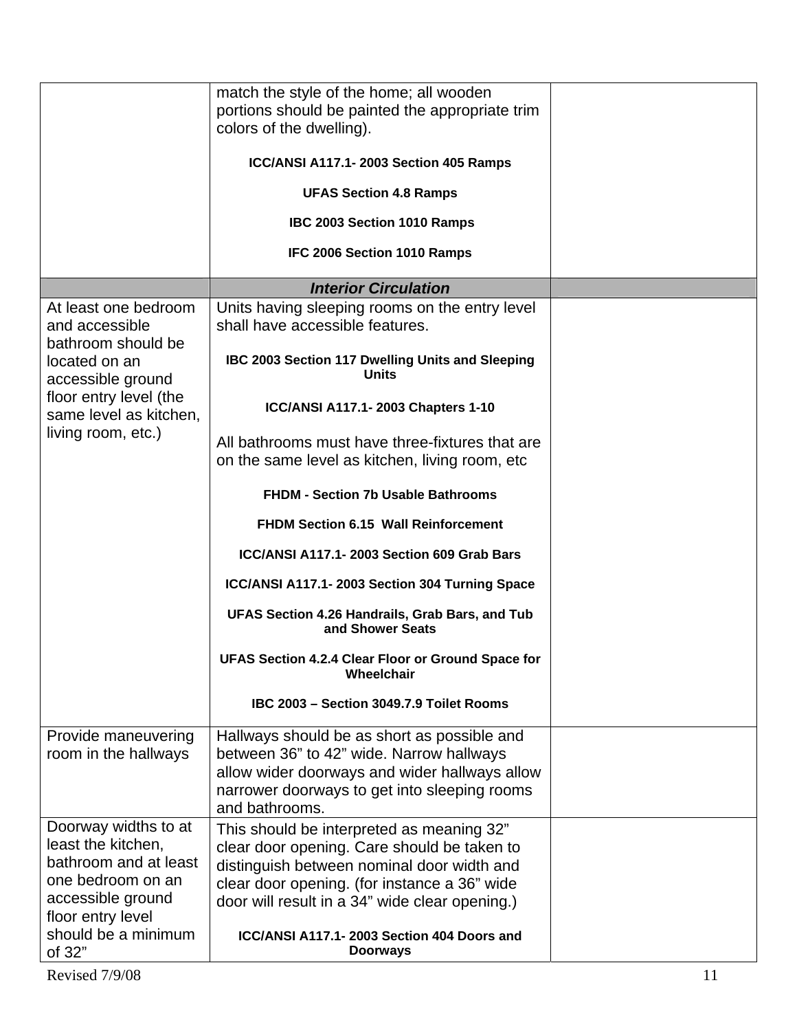| | | |
|---|---|---|
| | match the style of the home; all wooden portions should be painted the appropriate trim colors of the dwelling).<br><br>**ICC/ANSI A117.1- 2003 Section 405 Ramps**<br><br>**UFAS Section 4.8 Ramps**<br><br>**IBC 2003 Section 1010 Ramps**<br><br>**IFC 2006 Section 1010 Ramps** | |
| | ***Interior Circulation*** | |
| At least one bedroom and accessible bathroom should be located on an accessible ground floor entry level (the same level as kitchen, living room, etc.) | Units having sleeping rooms on the entry level shall have accessible features.<br><br>**IBC 2003 Section 117 Dwelling Units and Sleeping Units**<br><br>**ICC/ANSI A117.1- 2003 Chapters 1-10**<br><br>All bathrooms must have three-fixtures that are on the same level as kitchen, living room, etc<br><br>**FHDM - Section 7b Usable Bathrooms**<br><br>**FHDM Section 6.15 Wall Reinforcement**<br><br>**ICC/ANSI A117.1- 2003 Section 609 Grab Bars**<br><br>**ICC/ANSI A117.1- 2003 Section 304 Turning Space**<br><br>**UFAS Section 4.26 Handrails, Grab Bars, and Tub and Shower Seats**<br><br>**UFAS Section 4.2.4 Clear Floor or Ground Space for Wheelchair**<br><br>**IBC 2003 – Section 3049.7.9 Toilet Rooms** | |
| Provide maneuvering room in the hallways | Hallways should be as short as possible and between 36" to 42" wide. Narrow hallways allow wider doorways and wider hallways allow narrower doorways to get into sleeping rooms and bathrooms. | |
| Doorway widths to at least the kitchen, bathroom and at least one bedroom on an accessible ground floor entry level should be a minimum of 32" | This should be interpreted as meaning 32" clear door opening. Care should be taken to distinguish between nominal door width and clear door opening. (for instance a 36" wide door will result in a 34" wide clear opening.)<br><br>**ICC/ANSI A117.1- 2003 Section 404 Doors and Doorways** | |

Revised 7/9/08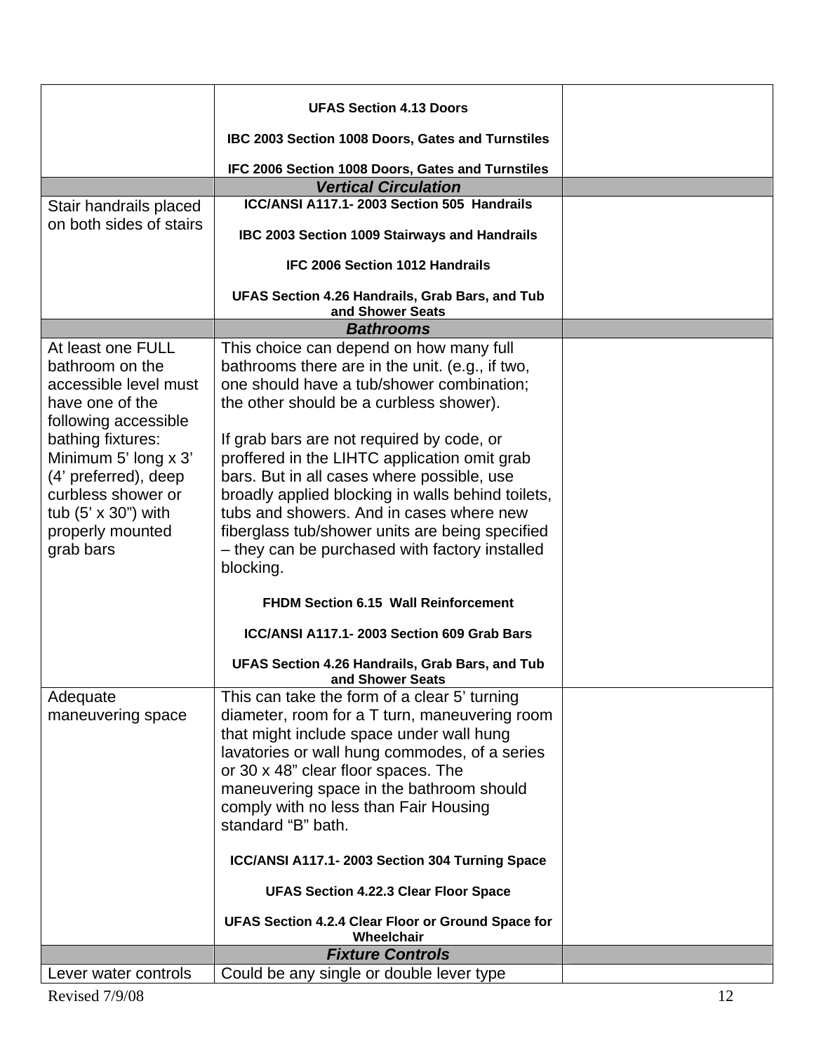| | | |
|---|---|---|
| | **UFAS Section 4.13 Doors**<br><br>**IBC 2003 Section 1008 Doors, Gates and Turnstiles**<br><br>**IFC 2006 Section 1008 Doors, Gates and Turnstiles** | |
| | ***Vertical Circulation*** | |
| Stair handrails placed on both sides of stairs | **ICC/ANSI A117.1- 2003 Section 505 Handrails**<br><br>**IBC 2003 Section 1009 Stairways and Handrails**<br><br>**IFC 2006 Section 1012 Handrails**<br><br>**UFAS Section 4.26 Handrails, Grab Bars, and Tub and Shower Seats** | |
| | ***Bathrooms*** | |
| At least one FULL bathroom on the accessible level must have one of the following accessible bathing fixtures: Minimum 5' long x 3' (4' preferred), deep curbless shower or tub (5' x 30") with properly mounted grab bars | This choice can depend on how many full bathrooms there are in the unit. (e.g., if two, one should have a tub/shower combination; the other should be a curbless shower).<br><br>If grab bars are not required by code, or proffered in the LIHTC application omit grab bars. But in all cases where possible, use broadly applied blocking in walls behind toilets, tubs and showers. And in cases where new fiberglass tub/shower units are being specified – they can be purchased with factory installed blocking.<br><br>**FHDM Section 6.15 Wall Reinforcement**<br><br>**ICC/ANSI A117.1- 2003 Section 609 Grab Bars**<br><br>**UFAS Section 4.26 Handrails, Grab Bars, and Tub and Shower Seats** | |
| Adequate maneuvering space | This can take the form of a clear 5' turning diameter, room for a T turn, maneuvering room that might include space under wall hung lavatories or wall hung commodes, of a series or 30 x 48" clear floor spaces. The maneuvering space in the bathroom should comply with no less than Fair Housing standard "B" bath.<br><br>**ICC/ANSI A117.1- 2003 Section 304 Turning Space**<br><br>**UFAS Section 4.22.3 Clear Floor Space**<br><br>**UFAS Section 4.2.4 Clear Floor or Ground Space for Wheelchair** | |
| | ***Fixture Controls*** | |
| Lever water controls | Could be any single or double lever type | |

Revised 7/9/08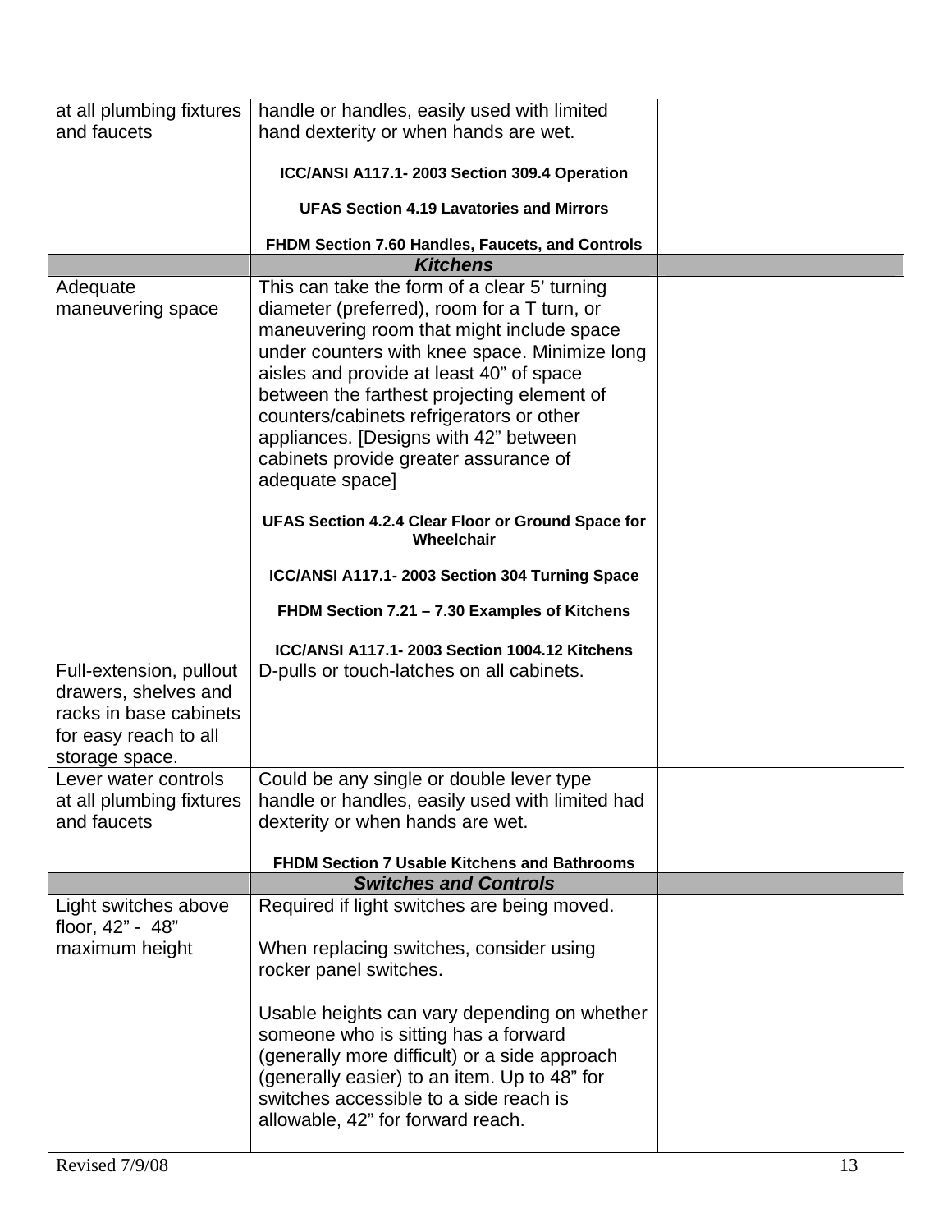| | | |
|---|---|---|
| at all plumbing fixtures and faucets | handle or handles, easily used with limited hand dexterity or when hands are wet.<br><br>**ICC/ANSI A117.1- 2003 Section 309.4 Operation**<br><br>**UFAS Section 4.19 Lavatories and Mirrors**<br><br>**FHDM Section 7.60 Handles, Faucets, and Controls** | |
| | ***Kitchens*** | |
| Adequate maneuvering space | This can take the form of a clear 5' turning diameter (preferred), room for a T turn, or maneuvering room that might include space under counters with knee space. Minimize long aisles and provide at least 40" of space between the farthest projecting element of counters/cabinets refrigerators or other appliances. [Designs with 42" between cabinets provide greater assurance of adequate space]<br><br>**UFAS Section 4.2.4 Clear Floor or Ground Space for Wheelchair**<br><br>**ICC/ANSI A117.1- 2003 Section 304 Turning Space**<br><br>**FHDM Section 7.21 – 7.30 Examples of Kitchens**<br><br>**ICC/ANSI A117.1- 2003 Section 1004.12 Kitchens** | |
| Full-extension, pullout drawers, shelves and racks in base cabinets for easy reach to all storage space. | D-pulls or touch-latches on all cabinets. | |
| Lever water controls at all plumbing fixtures and faucets | Could be any single or double lever type handle or handles, easily used with limited had dexterity or when hands are wet.<br><br>**FHDM Section 7 Usable Kitchens and Bathrooms** | |
| | ***Switches and Controls*** | |
| Light switches above floor, 42" - 48" maximum height | Required if light switches are being moved.<br><br>When replacing switches, consider using rocker panel switches.<br><br>Usable heights can vary depending on whether someone who is sitting has a forward (generally more difficult) or a side approach (generally easier) to an item. Up to 48" for switches accessible to a side reach is allowable, 42" for forward reach. | |

Revised 7/9/08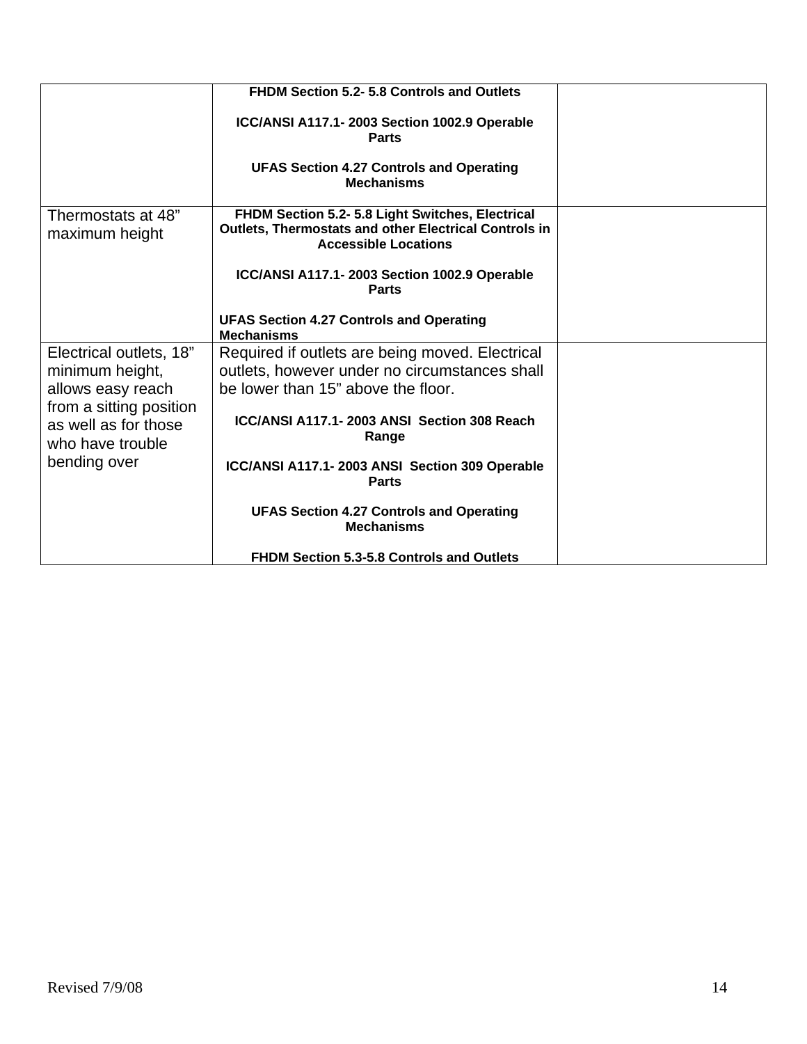| | | |
|---|---|---|
| | **FHDM Section 5.2- 5.8 Controls and Outlets**<br><br>**ICC/ANSI A117.1- 2003 Section 1002.9 Operable Parts**<br><br>**UFAS Section 4.27 Controls and Operating Mechanisms** | |
| Thermostats at 48" maximum height | **FHDM Section 5.2- 5.8 Light Switches, Electrical Outlets, Thermostats and other Electrical Controls in Accessible Locations**<br><br>**ICC/ANSI A117.1- 2003 Section 1002.9 Operable Parts**<br><br>**UFAS Section 4.27 Controls and Operating Mechanisms** | |
| Electrical outlets, 18" minimum height, allows easy reach from a sitting position as well as for those who have trouble bending over | Required if outlets are being moved. Electrical outlets, however under no circumstances shall be lower than 15" above the floor.<br><br>**ICC/ANSI A117.1- 2003 ANSI Section 308 Reach Range**<br><br>**ICC/ANSI A117.1- 2003 ANSI Section 309 Operable Parts**<br><br>**UFAS Section 4.27 Controls and Operating Mechanisms**<br><br>**FHDM Section 5.3-5.8 Controls and Outlets** | |

Revised 7/9/08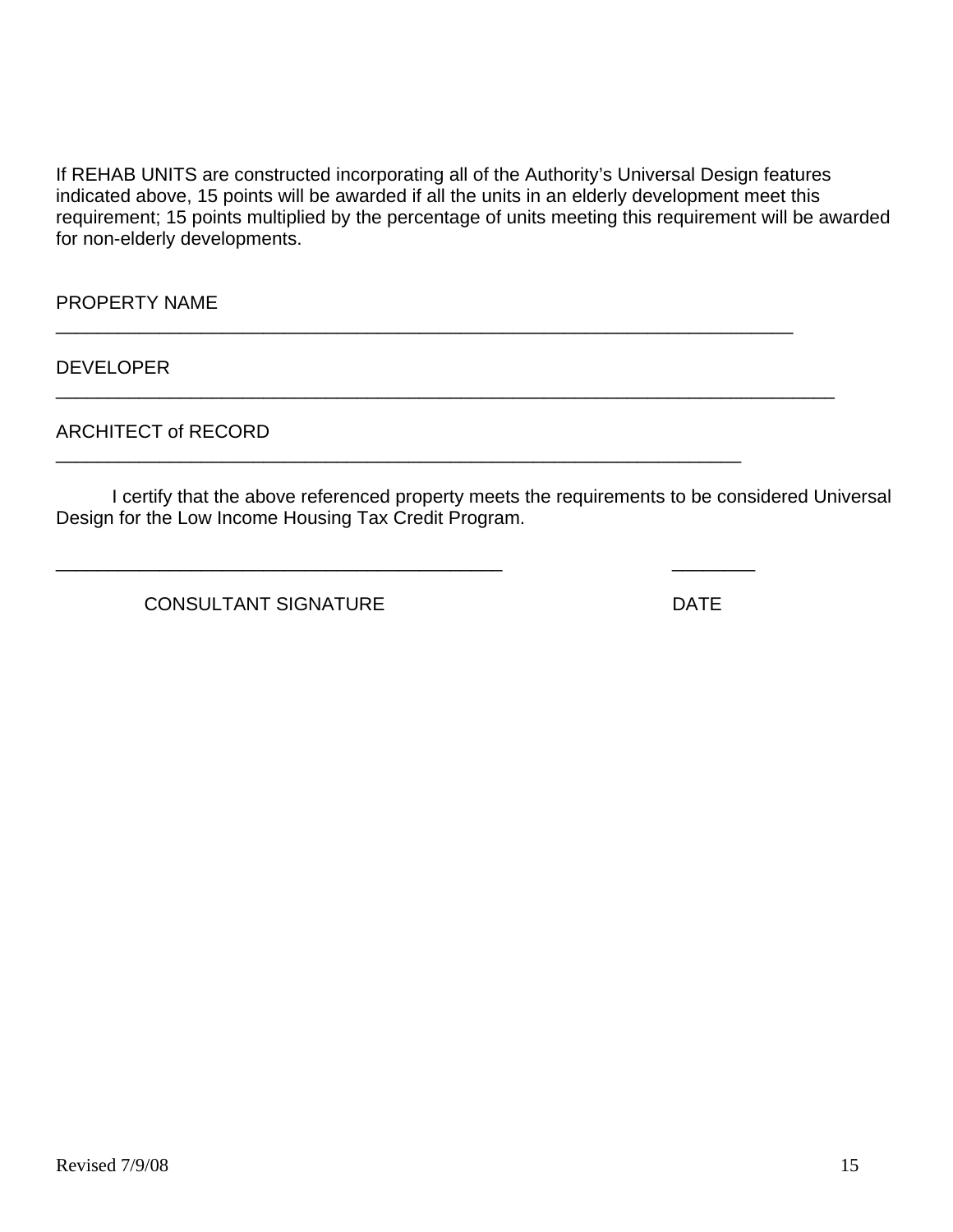If REHAB UNITS are constructed incorporating all of the Authority's Universal Design features indicated above, 15 points will be awarded if all the units in an elderly development meet this requirement; 15 points multiplied by the percentage of units meeting this requirement will be awarded for non-elderly developments.

PROPERTY NAME

\_\_\_\_\_\_\_\_\_\_\_\_\_\_\_\_\_\_\_\_\_\_\_\_\_\_\_\_\_\_\_\_\_\_\_\_\_\_\_\_\_\_\_\_\_\_\_\_\_\_\_\_\_\_\_\_\_\_\_\_\_\_\_\_\_\_\_\_\_\_\_\_

DEVELOPER

\_\_\_\_\_\_\_\_\_\_\_\_\_\_\_\_\_\_\_\_\_\_\_\_\_\_\_\_\_\_\_\_\_\_\_\_\_\_\_\_\_\_\_\_\_\_\_\_\_\_\_\_\_\_\_\_\_\_\_\_\_\_\_\_\_\_\_\_\_\_\_\_\_\_\_\_

ARCHITECT of RECORD

\_\_\_\_\_\_\_\_\_\_\_\_\_\_\_\_\_\_\_\_\_\_\_\_\_\_\_\_\_\_\_\_\_\_\_\_\_\_\_\_\_\_\_\_\_\_\_\_\_\_\_\_\_\_\_\_\_\_\_\_\_\_\_\_\_\_\_\_

I certify that the above referenced property meets the requirements to be considered Universal Design for the Low Income Housing Tax Credit Program.

\_\_\_\_\_\_\_\_\_\_\_\_\_\_\_\_\_\_\_\_\_\_\_\_\_\_\_\_\_\_\_\_\_\_\_\_\_\_\_\_\_\_\_\_ \_\_\_\_\_\_\_\_

CONSULTANT SIGNATURE DATE

Revised 7/9/08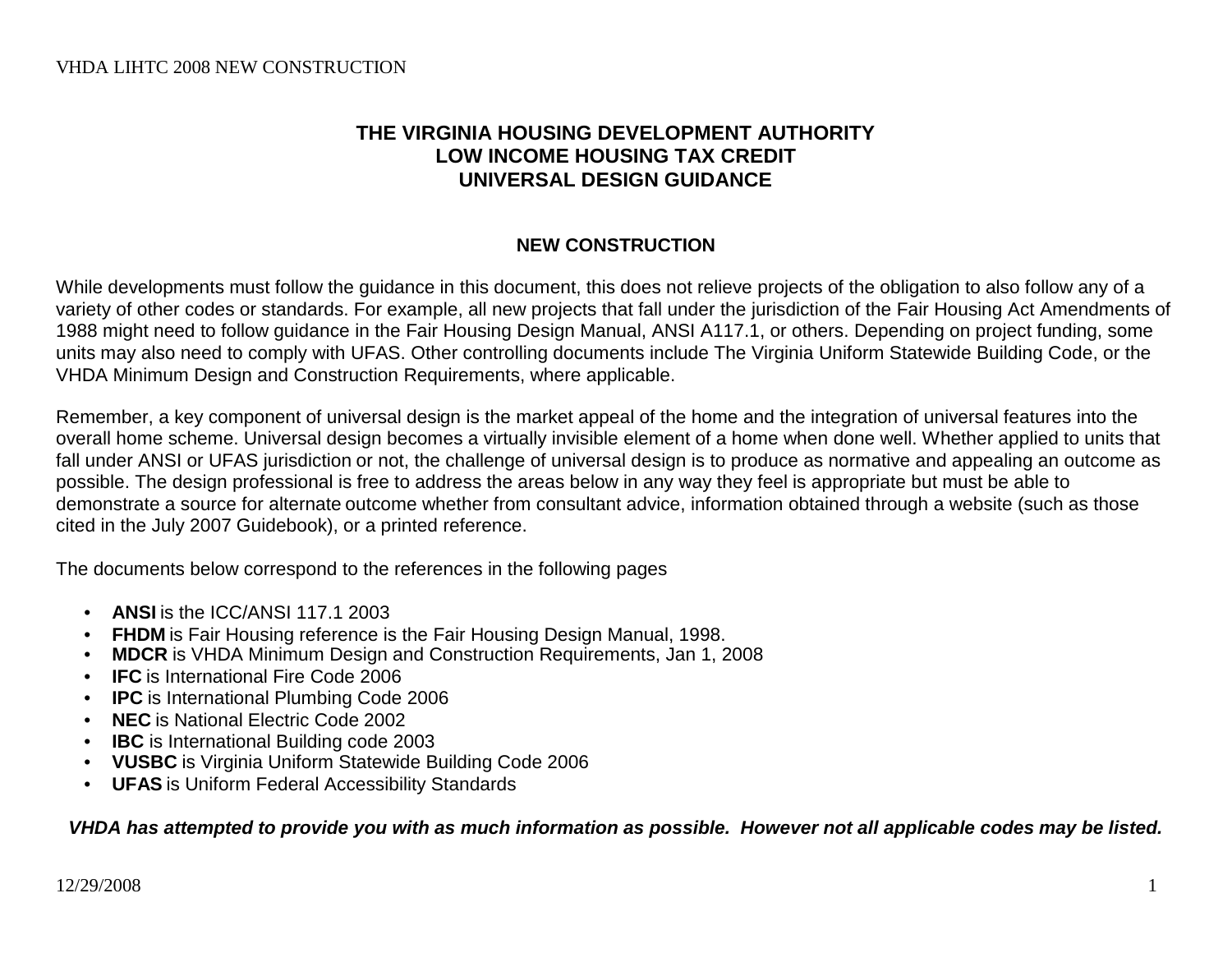# THE VIRGINIA HOUSING DEVELOPMENT AUTHORITY
# LOW INCOME HOUSING TAX CREDIT
# UNIVERSAL DESIGN GUIDANCE

## NEW CONSTRUCTION

While developments must follow the guidance in this document, this does not relieve projects of the obligation to also follow any of a variety of other codes or standards. For example, all new projects that fall under the jurisdiction of the Fair Housing Act Amendments of 1988 might need to follow guidance in the Fair Housing Design Manual, ANSI A117.1, or others. Depending on project funding, some units may also need to comply with UFAS. Other controlling documents include The Virginia Uniform Statewide Building Code, or the VHDA Minimum Design and Construction Requirements, where applicable.

Remember, a key component of universal design is the market appeal of the home and the integration of universal features into the overall home scheme. Universal design becomes a virtually invisible element of a home when done well. Whether applied to units that fall under ANSI or UFAS jurisdiction or not, the challenge of universal design is to produce as normative and appealing an outcome as possible. The design professional is free to address the areas below in any way they feel is appropriate but must be able to demonstrate a source for alternate outcome whether from consultant advice, information obtained through a website (such as those cited in the July 2007 Guidebook), or a printed reference.

The documents below correspond to the references in the following pages

- **ANSI** is the ICC/ANSI 117.1 2003
- **FHDM** is Fair Housing reference is the Fair Housing Design Manual, 1998.
- **MDCR** is VHDA Minimum Design and Construction Requirements, Jan 1, 2008
- **IFC** is International Fire Code 2006
- **IPC** is International Plumbing Code 2006
- **NEC** is National Electric Code 2002
- **IBC** is International Building code 2003
- **VUSBC** is Virginia Uniform Statewide Building Code 2006
- **UFAS** is Uniform Federal Accessibility Standards

***VHDA has attempted to provide you with as much information as possible. However not all applicable codes may be listed.***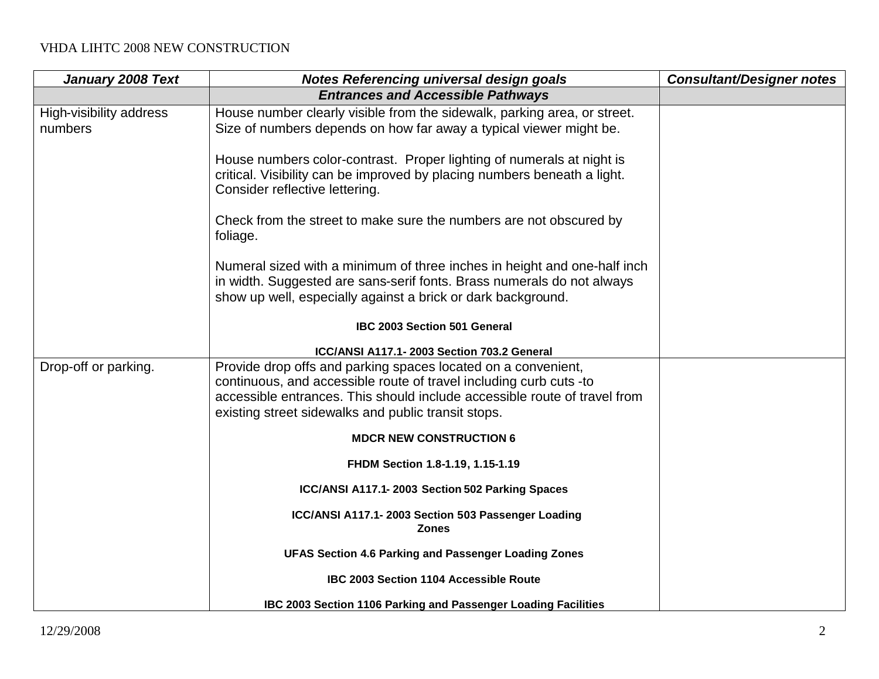VHDA LIHTC 2008 NEW CONSTRUCTION

| ***January 2008 Text*** | ***Notes Referencing universal design goals*** | ***Consultant/Designer notes*** |
|---|---|---|
| | ***Entrances and Accessible Pathways*** | |
| High-visibility address numbers | House number clearly visible from the sidewalk, parking area, or street. Size of numbers depends on how far away a typical viewer might be.<br><br>House numbers color-contrast. Proper lighting of numerals at night is critical. Visibility can be improved by placing numbers beneath a light. Consider reflective lettering.<br><br>Check from the street to make sure the numbers are not obscured by foliage.<br><br>Numeral sized with a minimum of three inches in height and one-half inch in width. Suggested are sans-serif fonts. Brass numerals do not always show up well, especially against a brick or dark background.<br><br>**IBC 2003 Section 501 General**<br><br>**ICC/ANSI A117.1- 2003 Section 703.2 General** | |
| Drop-off or parking. | Provide drop offs and parking spaces located on a convenient, continuous, and accessible route of travel including curb cuts -to accessible entrances. This should include accessible route of travel from existing street sidewalks and public transit stops.<br><br>**MDCR NEW CONSTRUCTION 6**<br><br>**FHDM Section 1.8-1.19, 1.15-1.19**<br><br>**ICC/ANSI A117.1- 2003 Section 502 Parking Spaces**<br><br>**ICC/ANSI A117.1- 2003 Section 503 Passenger Loading Zones**<br><br>**UFAS Section 4.6 Parking and Passenger Loading Zones**<br><br>**IBC 2003 Section 1104 Accessible Route**<br><br>**IBC 2003 Section 1106 Parking and Passenger Loading Facilities** | |

12/29/2008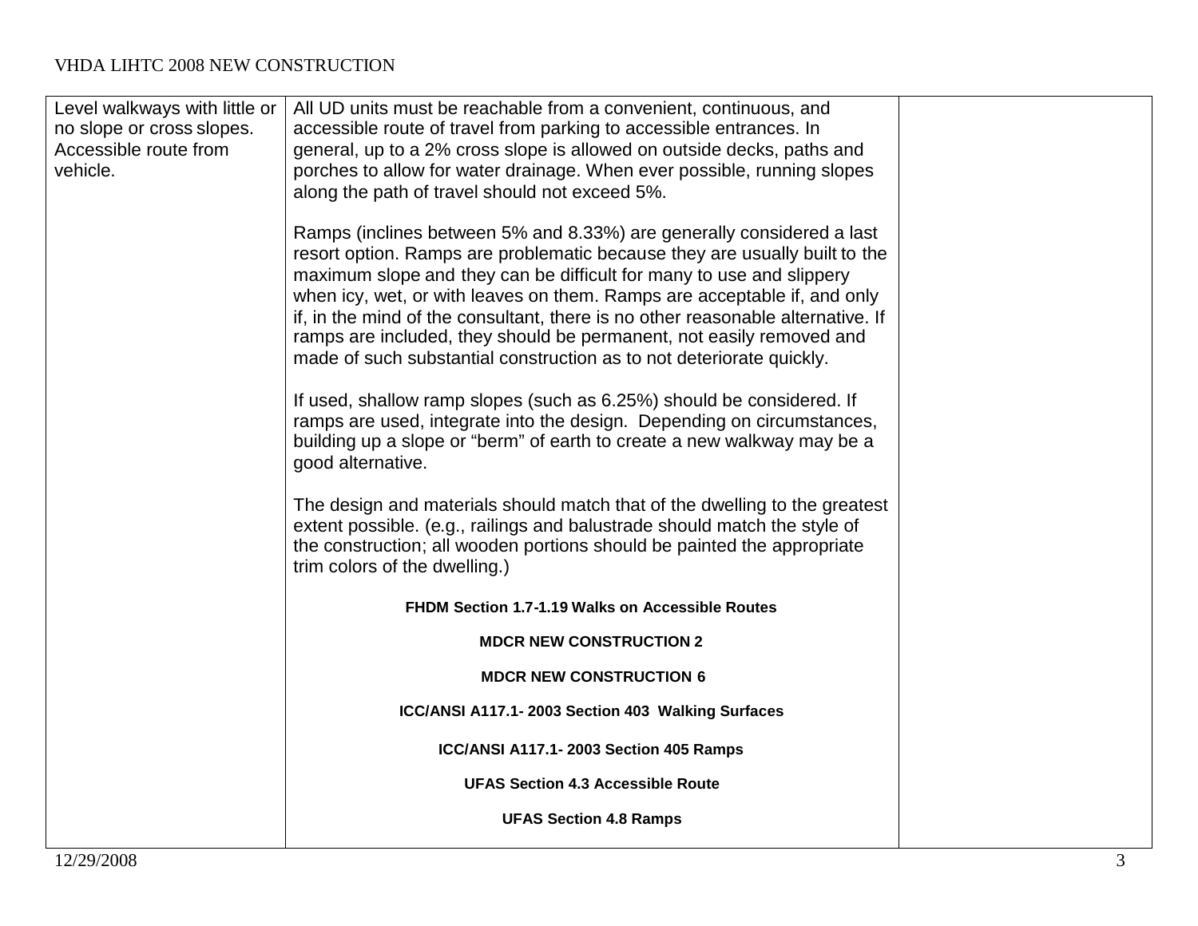| | | |
|---|---|---|
| Level walkways with little or no slope or cross slopes. Accessible route from vehicle. | All UD units must be reachable from a convenient, continuous, and accessible route of travel from parking to accessible entrances. In general, up to a 2% cross slope is allowed on outside decks, paths and porches to allow for water drainage. When ever possible, running slopes along the path of travel should not exceed 5%.<br><br>Ramps (inclines between 5% and 8.33%) are generally considered a last resort option. Ramps are problematic because they are usually built to the maximum slope and they can be difficult for many to use and slippery when icy, wet, or with leaves on them. Ramps are acceptable if, and only if, in the mind of the consultant, there is no other reasonable alternative. If ramps are included, they should be permanent, not easily removed and made of such substantial construction as to not deteriorate quickly.<br><br>If used, shallow ramp slopes (such as 6.25%) should be considered. If ramps are used, integrate into the design. Depending on circumstances, building up a slope or "berm" of earth to create a new walkway may be a good alternative.<br><br>The design and materials should match that of the dwelling to the greatest extent possible. (e.g., railings and balustrade should match the style of the construction; all wooden portions should be painted the appropriate trim colors of the dwelling.)<br><br>**FHDM Section 1.7-1.19 Walks on Accessible Routes**<br><br>**MDCR NEW CONSTRUCTION 2**<br><br>**MDCR NEW CONSTRUCTION 6**<br><br>**ICC/ANSI A117.1- 2003 Section 403 Walking Surfaces**<br><br>**ICC/ANSI A117.1- 2003 Section 405 Ramps**<br><br>**UFAS Section 4.3 Accessible Route**<br><br>**UFAS Section 4.8 Ramps** | |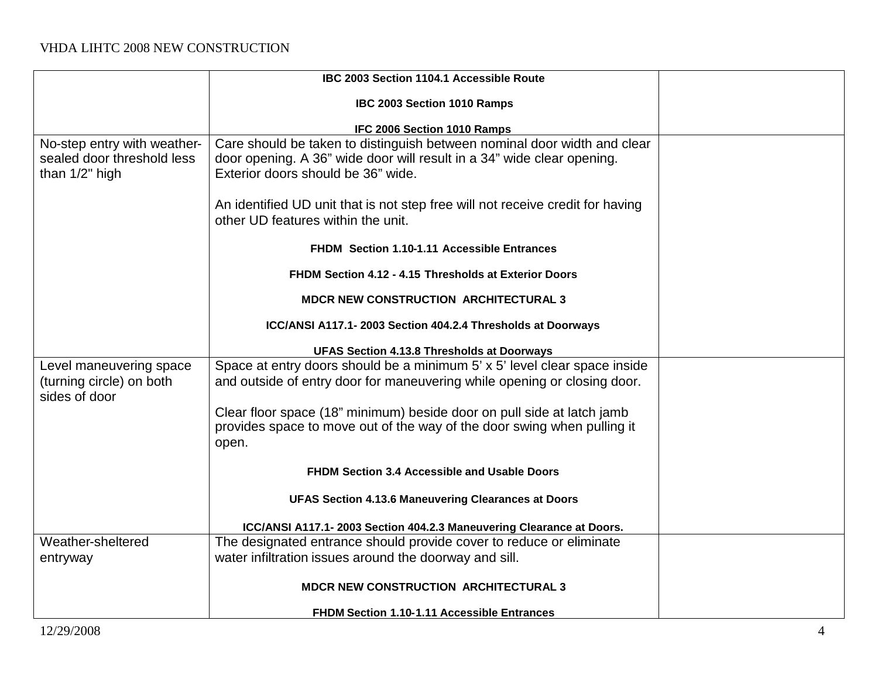| | | |
|---|---|---|
| | **IBC 2003 Section 1104.1 Accessible Route**<br><br>**IBC 2003 Section 1010 Ramps**<br><br>**IFC 2006 Section 1010 Ramps** | |
| No-step entry with weather-sealed door threshold less than 1/2" high | Care should be taken to distinguish between nominal door width and clear door opening. A 36" wide door will result in a 34" wide clear opening. Exterior doors should be 36" wide.<br><br>An identified UD unit that is not step free will not receive credit for having other UD features within the unit.<br><br>**FHDM Section 1.10-1.11 Accessible Entrances**<br><br>**FHDM Section 4.12 - 4.15 Thresholds at Exterior Doors**<br><br>**MDCR NEW CONSTRUCTION ARCHITECTURAL 3**<br><br>**ICC/ANSI A117.1- 2003 Section 404.2.4 Thresholds at Doorways**<br><br>**UFAS Section 4.13.8 Thresholds at Doorways** | |
| Level maneuvering space (turning circle) on both sides of door | Space at entry doors should be a minimum 5' x 5' level clear space inside and outside of entry door for maneuvering while opening or closing door.<br><br>Clear floor space (18" minimum) beside door on pull side at latch jamb provides space to move out of the way of the door swing when pulling it open.<br><br>**FHDM Section 3.4 Accessible and Usable Doors**<br><br>**UFAS Section 4.13.6 Maneuvering Clearances at Doors**<br><br>**ICC/ANSI A117.1- 2003 Section 404.2.3 Maneuvering Clearance at Doors.** | |
| Weather-sheltered entryway | The designated entrance should provide cover to reduce or eliminate water infiltration issues around the doorway and sill.<br><br>**MDCR NEW CONSTRUCTION ARCHITECTURAL 3**<br><br>**FHDM Section 1.10-1.11 Accessible Entrances** | |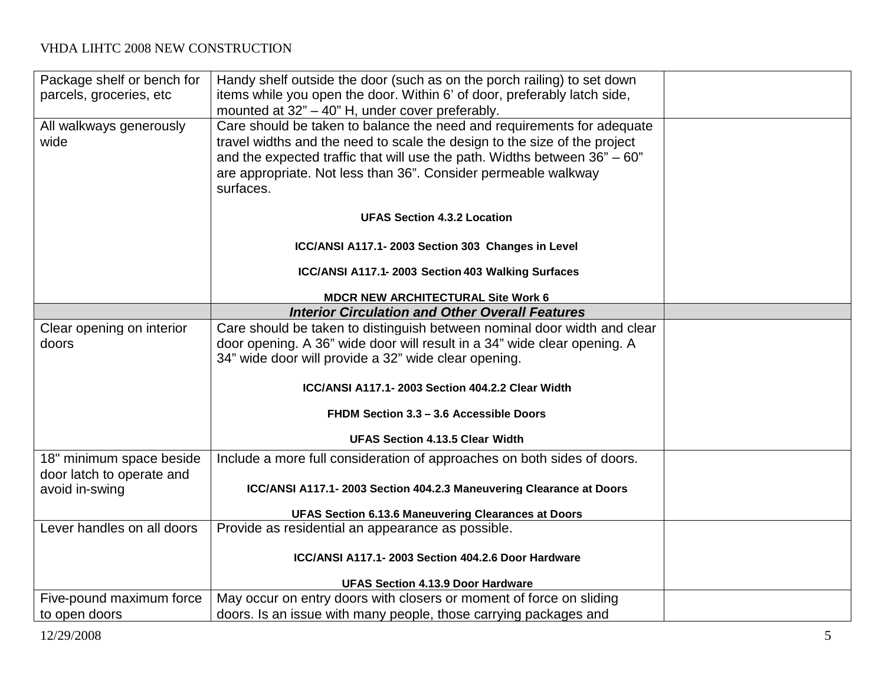| | | |
|---|---|---|
| Package shelf or bench for parcels, groceries, etc | Handy shelf outside the door (such as on the porch railing) to set down items while you open the door. Within 6' of door, preferably latch side, mounted at 32" – 40" H, under cover preferably. | |
| All walkways generously wide | Care should be taken to balance the need and requirements for adequate travel widths and the need to scale the design to the size of the project and the expected traffic that will use the path. Widths between 36" – 60" are appropriate. Not less than 36". Consider permeable walkway surfaces.<br><br>**UFAS Section 4.3.2 Location**<br><br>**ICC/ANSI A117.1- 2003 Section 303 Changes in Level**<br><br>**ICC/ANSI A117.1- 2003 Section 403 Walking Surfaces**<br><br>**MDCR NEW ARCHITECTURAL Site Work 6** | |
| | ***Interior Circulation and Other Overall Features*** | |
| Clear opening on interior doors | Care should be taken to distinguish between nominal door width and clear door opening. A 36" wide door will result in a 34" wide clear opening. A 34" wide door will provide a 32" wide clear opening.<br><br>**ICC/ANSI A117.1- 2003 Section 404.2.2 Clear Width**<br><br>**FHDM Section 3.3 – 3.6 Accessible Doors**<br><br>**UFAS Section 4.13.5 Clear Width** | |
| 18" minimum space beside door latch to operate and avoid in-swing | Include a more full consideration of approaches on both sides of doors.<br><br>**ICC/ANSI A117.1- 2003 Section 404.2.3 Maneuvering Clearance at Doors**<br><br>**UFAS Section 6.13.6 Maneuvering Clearances at Doors** | |
| Lever handles on all doors | Provide as residential an appearance as possible.<br><br>**ICC/ANSI A117.1- 2003 Section 404.2.6 Door Hardware**<br><br>**UFAS Section 4.13.9 Door Hardware** | |
| Five-pound maximum force to open doors | May occur on entry doors with closers or moment of force on sliding doors. Is an issue with many people, those carrying packages and | |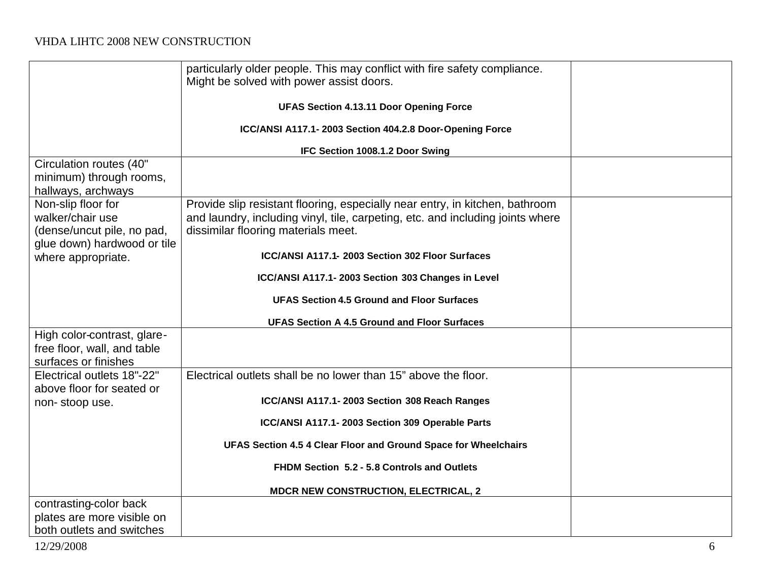| | | |
|---|---|---|
| | particularly older people. This may conflict with fire safety compliance. Might be solved with power assist doors. **UFAS Section 4.13.11 Door Opening Force** **ICC/ANSI A117.1- 2003 Section 404.2.8 Door-Opening Force** **IFC Section 1008.1.2 Door Swing** | |
| Circulation routes (40" minimum) through rooms, hallways, archways | | |
| Non-slip floor for walker/chair use (dense/uncut pile, no pad, glue down) hardwood or tile where appropriate. | Provide slip resistant flooring, especially near entry, in kitchen, bathroom and laundry, including vinyl, tile, carpeting, etc. and including joints where dissimilar flooring materials meet. **ICC/ANSI A117.1- 2003 Section 302 Floor Surfaces** **ICC/ANSI A117.1- 2003 Section 303 Changes in Level** **UFAS Section 4.5 Ground and Floor Surfaces** **UFAS Section A 4.5 Ground and Floor Surfaces** | |
| High color-contrast, glare-free floor, wall, and table surfaces or finishes | | |
| Electrical outlets 18"-22" above floor for seated or non- stoop use. | Electrical outlets shall be no lower than 15" above the floor. **ICC/ANSI A117.1- 2003 Section 308 Reach Ranges** **ICC/ANSI A117.1- 2003 Section 309 Operable Parts** **UFAS Section 4.5 4 Clear Floor and Ground Space for Wheelchairs** **FHDM Section 5.2 - 5.8 Controls and Outlets** **MDCR NEW CONSTRUCTION, ELECTRICAL, 2** | |
| contrasting-color back plates are more visible on both outlets and switches | | |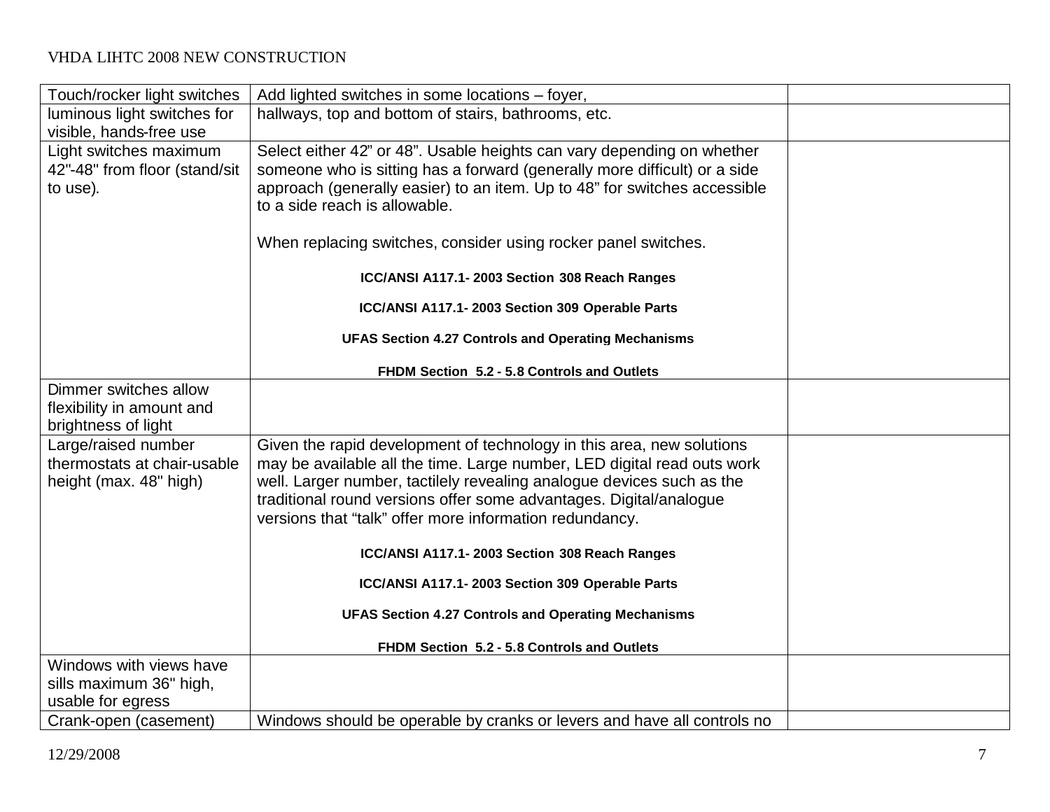| Touch/rocker light switches | Add lighted switches in some locations – foyer, | |
|---|---|---|
| luminous light switches for visible, hands-free use | hallways, top and bottom of stairs, bathrooms, etc. | |
| Light switches maximum 42"-48" from floor (stand/sit to use). | Select either 42" or 48". Usable heights can vary depending on whether someone who is sitting has a forward (generally more difficult) or a side approach (generally easier) to an item. Up to 48" for switches accessible to a side reach is allowable.<br><br>When replacing switches, consider using rocker panel switches.<br><br>**ICC/ANSI A117.1- 2003 Section 308 Reach Ranges**<br><br>**ICC/ANSI A117.1- 2003 Section 309 Operable Parts**<br><br>**UFAS Section 4.27 Controls and Operating Mechanisms**<br><br>**FHDM Section 5.2 - 5.8 Controls and Outlets** | |
| Dimmer switches allow flexibility in amount and brightness of light | | |
| Large/raised number thermostats at chair-usable height (max. 48" high) | Given the rapid development of technology in this area, new solutions may be available all the time. Large number, LED digital read outs work well. Larger number, tactilely revealing analogue devices such as the traditional round versions offer some advantages. Digital/analogue versions that "talk" offer more information redundancy.<br><br>**ICC/ANSI A117.1- 2003 Section 308 Reach Ranges**<br><br>**ICC/ANSI A117.1- 2003 Section 309 Operable Parts**<br><br>**UFAS Section 4.27 Controls and Operating Mechanisms**<br><br>**FHDM Section 5.2 - 5.8 Controls and Outlets** | |
| Windows with views have sills maximum 36" high, usable for egress | | |
| Crank-open (casement) | Windows should be operable by cranks or levers and have all controls no | |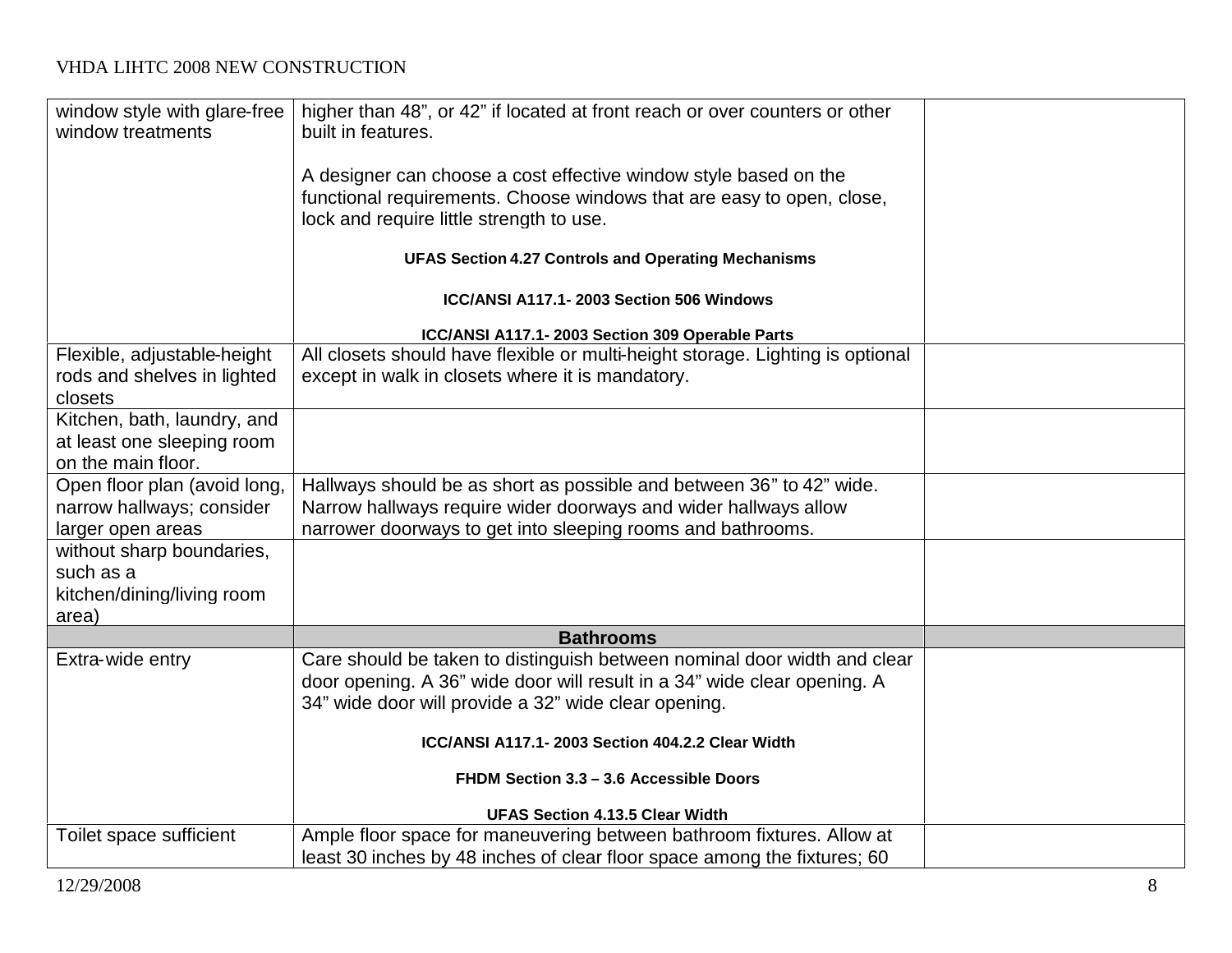| | | |
|---|---|---|
| window style with glare-free window treatments | higher than 48", or 42" if located at front reach or over counters or other built in features.<br><br>A designer can choose a cost effective window style based on the functional requirements. Choose windows that are easy to open, close, lock and require little strength to use.<br><br>**UFAS Section 4.27 Controls and Operating Mechanisms**<br><br>**ICC/ANSI A117.1- 2003 Section 506 Windows**<br><br>**ICC/ANSI A117.1- 2003 Section 309 Operable Parts** | |
| Flexible, adjustable-height rods and shelves in lighted closets | All closets should have flexible or multi-height storage. Lighting is optional except in walk in closets where it is mandatory. | |
| Kitchen, bath, laundry, and at least one sleeping room on the main floor. | | |
| Open floor plan (avoid long, narrow hallways; consider larger open areas | Hallways should be as short as possible and between 36" to 42" wide. Narrow hallways require wider doorways and wider hallways allow narrower doorways to get into sleeping rooms and bathrooms. | |
| without sharp boundaries, such as a kitchen/dining/living room area) | | |
| | **Bathrooms** | |
| Extra-wide entry | Care should be taken to distinguish between nominal door width and clear door opening. A 36" wide door will result in a 34" wide clear opening. A 34" wide door will provide a 32" wide clear opening.<br><br>**ICC/ANSI A117.1- 2003 Section 404.2.2 Clear Width**<br><br>**FHDM Section 3.3 – 3.6 Accessible Doors**<br><br>**UFAS Section 4.13.5 Clear Width** | |
| Toilet space sufficient | Ample floor space for maneuvering between bathroom fixtures. Allow at least 30 inches by 48 inches of clear floor space among the fixtures; 60 | |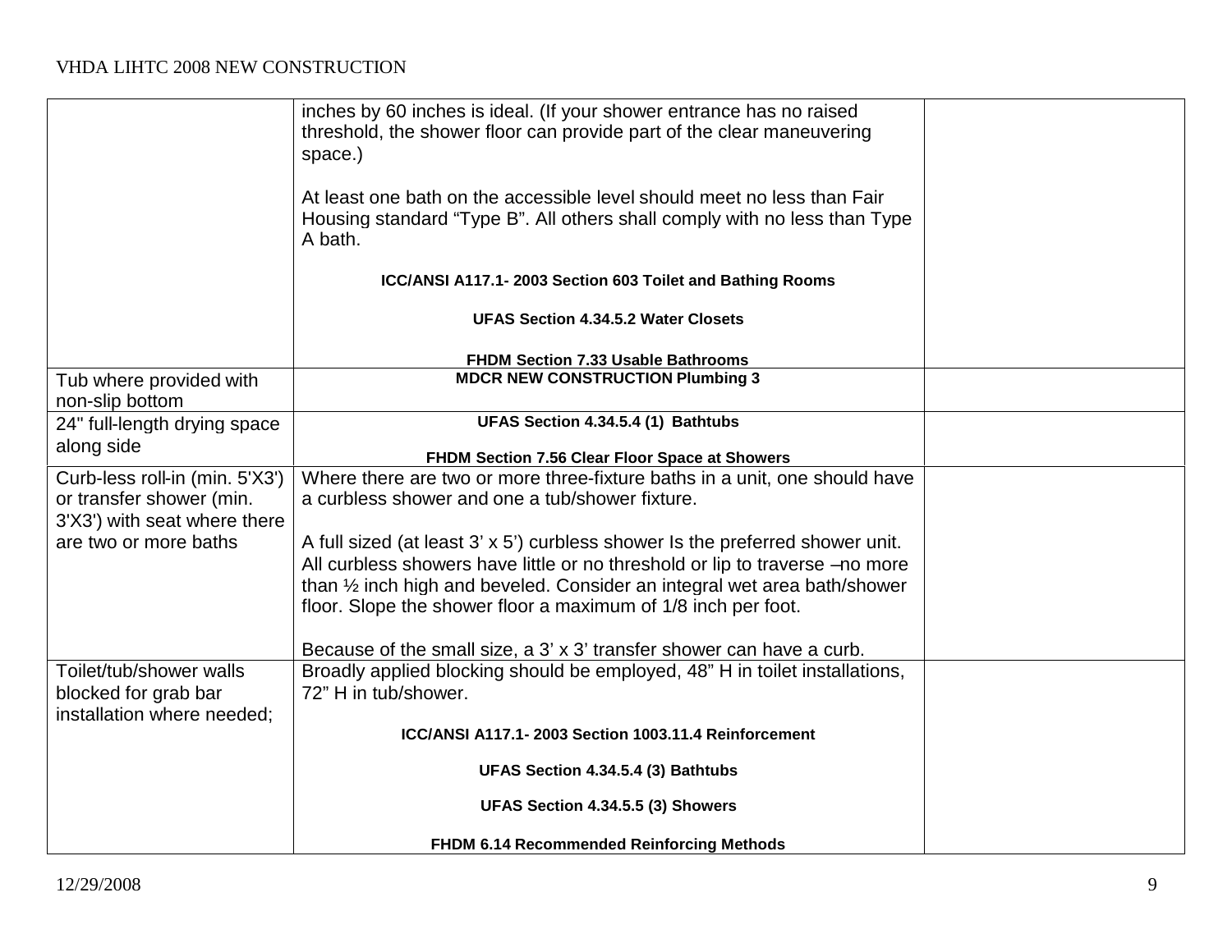|  |  |  |
|---|---|---|
|  | inches by 60 inches is ideal. (If your shower entrance has no raised threshold, the shower floor can provide part of the clear maneuvering space.)<br><br>At least one bath on the accessible level should meet no less than Fair Housing standard "Type B". All others shall comply with no less than Type A bath.<br><br>**ICC/ANSI A117.1- 2003 Section 603 Toilet and Bathing Rooms**<br><br>**UFAS Section 4.34.5.2 Water Closets**<br><br>**FHDM Section 7.33 Usable Bathrooms** |  |
| Tub where provided with non-slip bottom | **MDCR NEW CONSTRUCTION Plumbing 3** |  |
| 24" full-length drying space along side | **UFAS Section 4.34.5.4 (1) Bathtubs**<br><br>**FHDM Section 7.56 Clear Floor Space at Showers** |  |
| Curb-less roll-in (min. 5'X3') or transfer shower (min. 3'X3') with seat where there are two or more baths | Where there are two or more three-fixture baths in a unit, one should have a curbless shower and one a tub/shower fixture.<br><br>A full sized (at least 3' x 5') curbless shower Is the preferred shower unit. All curbless showers have little or no threshold or lip to traverse –no more than ½ inch high and beveled. Consider an integral wet area bath/shower floor. Slope the shower floor a maximum of 1/8 inch per foot.<br><br>Because of the small size, a 3' x 3' transfer shower can have a curb. |  |
| Toilet/tub/shower walls blocked for grab bar installation where needed; | Broadly applied blocking should be employed, 48" H in toilet installations, 72" H in tub/shower.<br><br>**ICC/ANSI A117.1- 2003 Section 1003.11.4 Reinforcement**<br><br>**UFAS Section 4.34.5.4 (3) Bathtubs**<br><br>**UFAS Section 4.34.5.5 (3) Showers**<br><br>**FHDM 6.14 Recommended Reinforcing Methods** |  |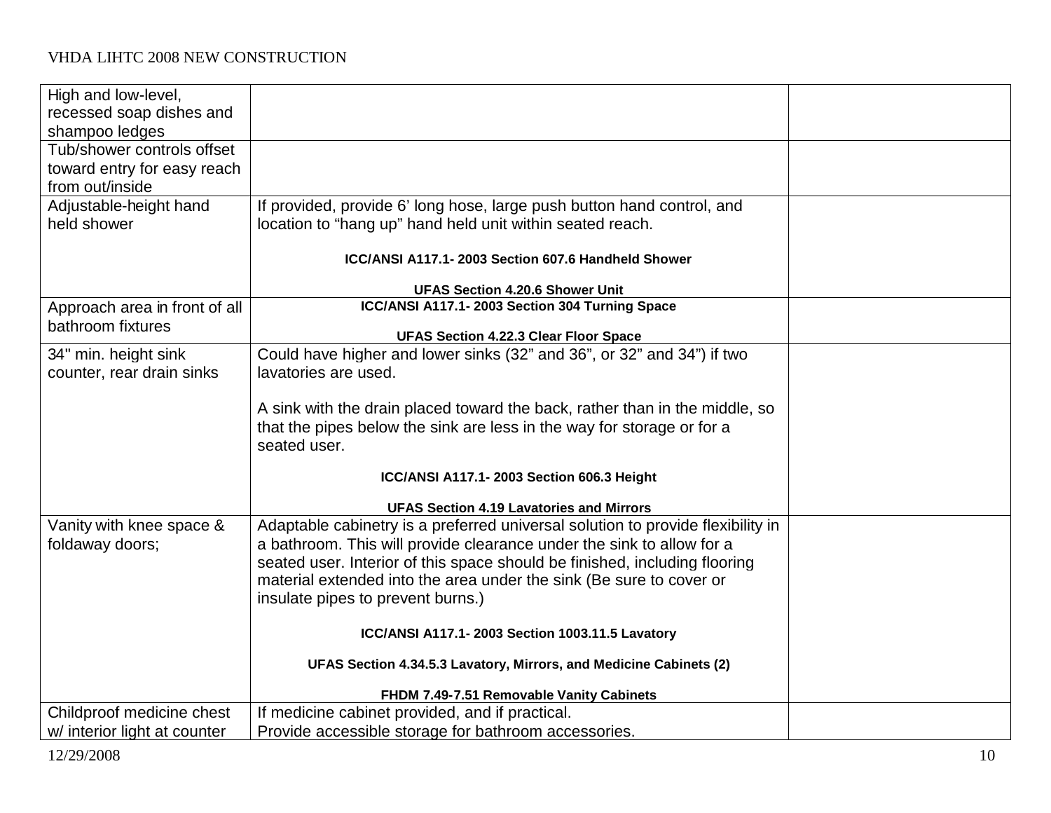| | | |
|---|---|---|
| High and low-level, recessed soap dishes and shampoo ledges | | |
| Tub/shower controls offset toward entry for easy reach from out/inside | | |
| Adjustable-height hand held shower | If provided, provide 6' long hose, large push button hand control, and location to "hang up" hand held unit within seated reach.<br><br>**ICC/ANSI A117.1- 2003 Section 607.6 Handheld Shower**<br><br>**UFAS Section 4.20.6 Shower Unit** | |
| Approach area in front of all bathroom fixtures | **ICC/ANSI A117.1- 2003 Section 304 Turning Space**<br><br>**UFAS Section 4.22.3 Clear Floor Space** | |
| 34" min. height sink counter, rear drain sinks | Could have higher and lower sinks (32" and 36", or 32" and 34") if two lavatories are used.<br><br>A sink with the drain placed toward the back, rather than in the middle, so that the pipes below the sink are less in the way for storage or for a seated user.<br><br>**ICC/ANSI A117.1- 2003 Section 606.3 Height**<br><br>**UFAS Section 4.19 Lavatories and Mirrors** | |
| Vanity with knee space & foldaway doors; | Adaptable cabinetry is a preferred universal solution to provide flexibility in a bathroom. This will provide clearance under the sink to allow for a seated user. Interior of this space should be finished, including flooring material extended into the area under the sink (Be sure to cover or insulate pipes to prevent burns.)<br><br>**ICC/ANSI A117.1- 2003 Section 1003.11.5 Lavatory**<br><br>**UFAS Section 4.34.5.3 Lavatory, Mirrors, and Medicine Cabinets (2)**<br><br>**FHDM 7.49-7.51 Removable Vanity Cabinets** | |
| Childproof medicine chest w/ interior light at counter | If medicine cabinet provided, and if practical.<br>Provide accessible storage for bathroom accessories. | |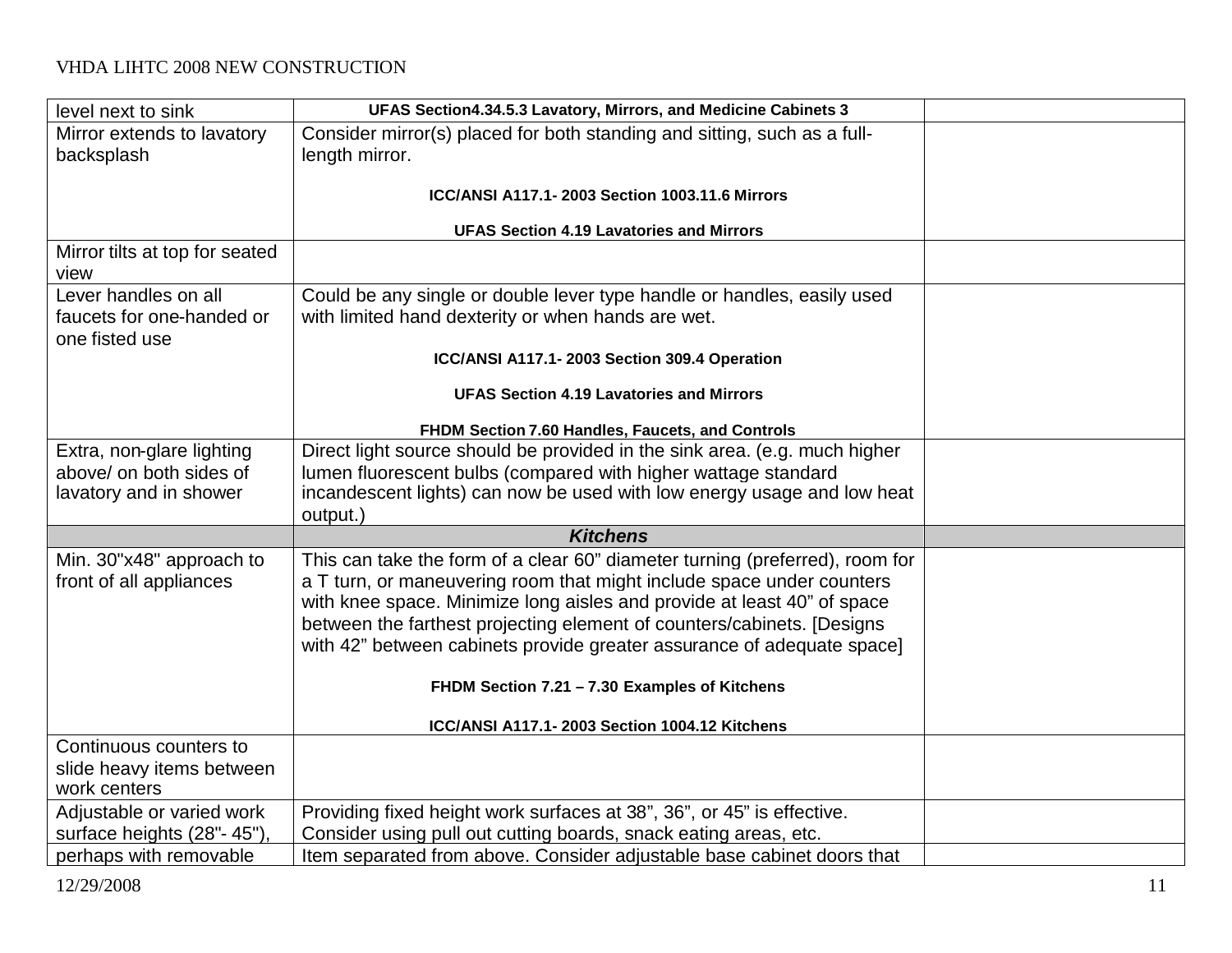| | | |
|---|---|---|
| level next to sink | **UFAS Section4.34.5.3 Lavatory, Mirrors, and Medicine Cabinets 3** | |
| Mirror extends to lavatory backsplash | Consider mirror(s) placed for both standing and sitting, such as a full-length mirror.<br><br>**ICC/ANSI A117.1- 2003 Section 1003.11.6 Mirrors**<br><br>**UFAS Section 4.19 Lavatories and Mirrors** | |
| Mirror tilts at top for seated view | | |
| Lever handles on all faucets for one-handed or one fisted use | Could be any single or double lever type handle or handles, easily used with limited hand dexterity or when hands are wet.<br><br>**ICC/ANSI A117.1- 2003 Section 309.4 Operation**<br><br>**UFAS Section 4.19 Lavatories and Mirrors**<br><br>**FHDM Section 7.60 Handles, Faucets, and Controls** | |
| Extra, non-glare lighting above/ on both sides of lavatory and in shower | Direct light source should be provided in the sink area. (e.g. much higher lumen fluorescent bulbs (compared with higher wattage standard incandescent lights) can now be used with low energy usage and low heat output.) | |
| | ***Kitchens*** | |
| Min. 30"x48" approach to front of all appliances | This can take the form of a clear 60" diameter turning (preferred), room for a T turn, or maneuvering room that might include space under counters with knee space. Minimize long aisles and provide at least 40" of space between the farthest projecting element of counters/cabinets. [Designs with 42" between cabinets provide greater assurance of adequate space]<br><br>**FHDM Section 7.21 – 7.30 Examples of Kitchens**<br><br>**ICC/ANSI A117.1- 2003 Section 1004.12 Kitchens** | |
| Continuous counters to slide heavy items between work centers | | |
| Adjustable or varied work surface heights (28"- 45"), | Providing fixed height work surfaces at 38", 36", or 45" is effective. Consider using pull out cutting boards, snack eating areas, etc. | |
| perhaps with removable | Item separated from above. Consider adjustable base cabinet doors that | |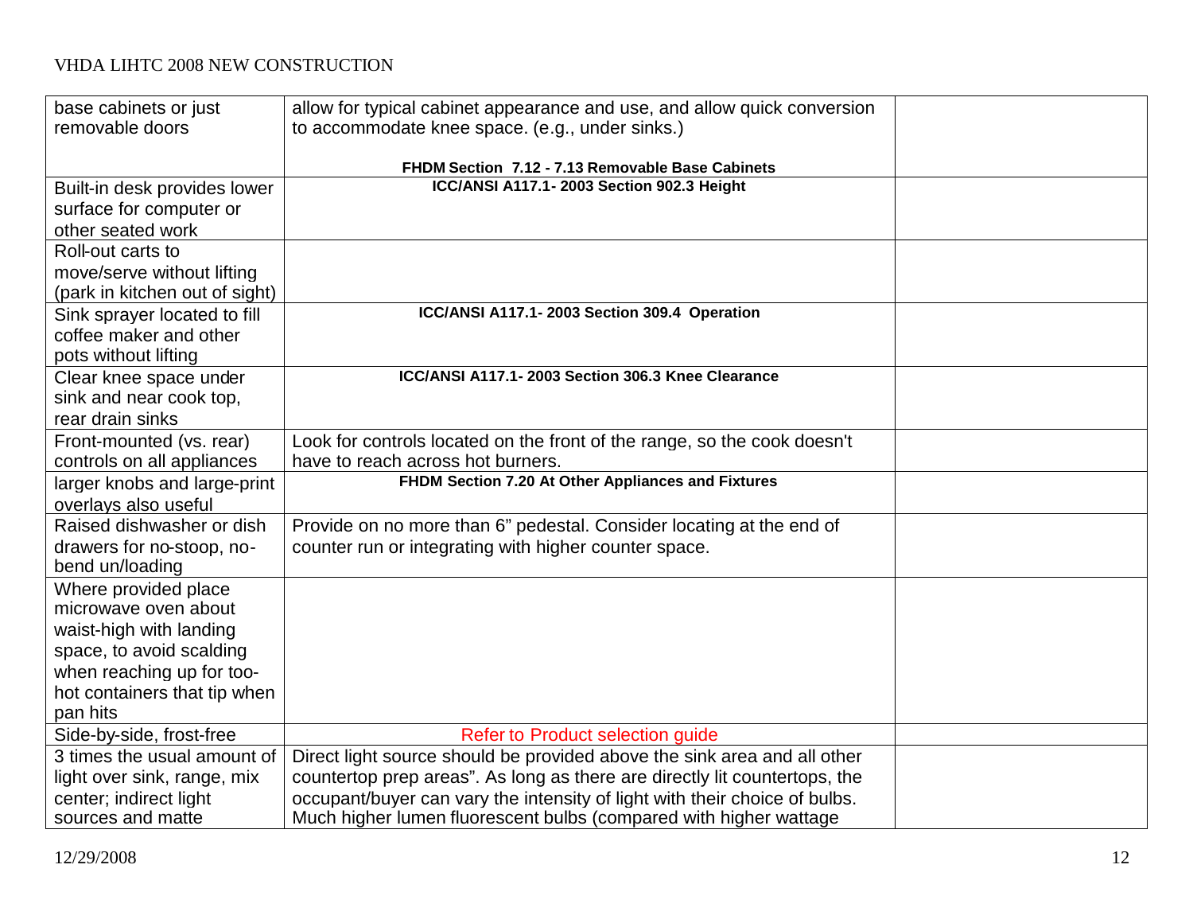| | | |
|---|---|---|
| base cabinets or just removable doors | allow for typical cabinet appearance and use, and allow quick conversion to accommodate knee space. (e.g., under sinks.)<br><br>**FHDM Section 7.12 - 7.13 Removable Base Cabinets** | |
| Built-in desk provides lower surface for computer or other seated work | **ICC/ANSI A117.1- 2003 Section 902.3 Height** | |
| Roll-out carts to move/serve without lifting (park in kitchen out of sight) | | |
| Sink sprayer located to fill coffee maker and other pots without lifting | **ICC/ANSI A117.1- 2003 Section 309.4 Operation** | |
| Clear knee space under sink and near cook top, rear drain sinks | **ICC/ANSI A117.1- 2003 Section 306.3 Knee Clearance** | |
| Front-mounted (vs. rear) controls on all appliances | Look for controls located on the front of the range, so the cook doesn't have to reach across hot burners. | |
| larger knobs and large-print overlays also useful | **FHDM Section 7.20 At Other Appliances and Fixtures** | |
| Raised dishwasher or dish drawers for no-stoop, no-bend un/loading | Provide on no more than 6" pedestal. Consider locating at the end of counter run or integrating with higher counter space. | |
| Where provided place microwave oven about waist-high with landing space, to avoid scalding when reaching up for too-hot containers that tip when pan hits | | |
| Side-by-side, frost-free | Refer to Product selection guide | |
| 3 times the usual amount of light over sink, range, mix center; indirect light sources and matte | Direct light source should be provided above the sink area and all other countertop prep areas". As long as there are directly lit countertops, the occupant/buyer can vary the intensity of light with their choice of bulbs. Much higher lumen fluorescent bulbs (compared with higher wattage | |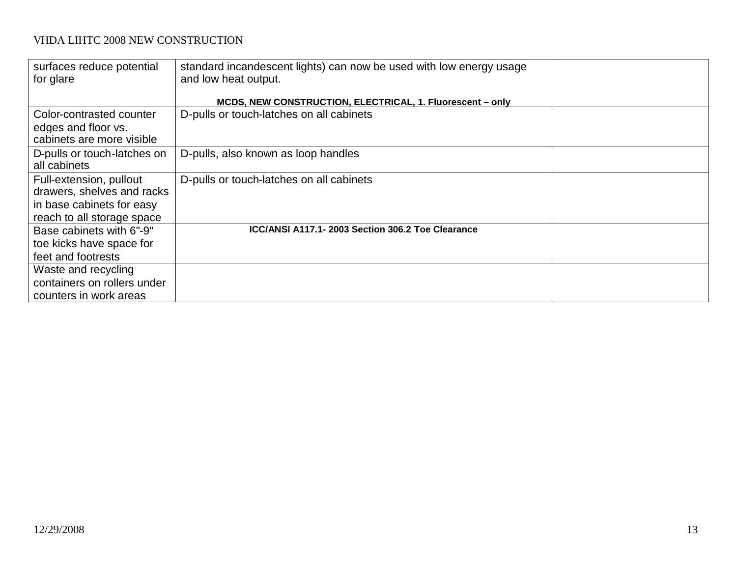| | | |
|---|---|---|
| surfaces reduce potential for glare | standard incandescent lights) can now be used with low energy usage and low heat output. **MCDS, NEW CONSTRUCTION, ELECTRICAL, 1. Fluorescent – only** | |
| Color-contrasted counter edges and floor vs. cabinets are more visible | D-pulls or touch-latches on all cabinets | |
| D-pulls or touch-latches on all cabinets | D-pulls, also known as loop handles | |
| Full-extension, pullout drawers, shelves and racks in base cabinets for easy reach to all storage space | D-pulls or touch-latches on all cabinets | |
| Base cabinets with 6"-9" toe kicks have space for feet and footrests | **ICC/ANSI A117.1- 2003 Section 306.2 Toe Clearance** | |
| Waste and recycling containers on rollers under counters in work areas | | |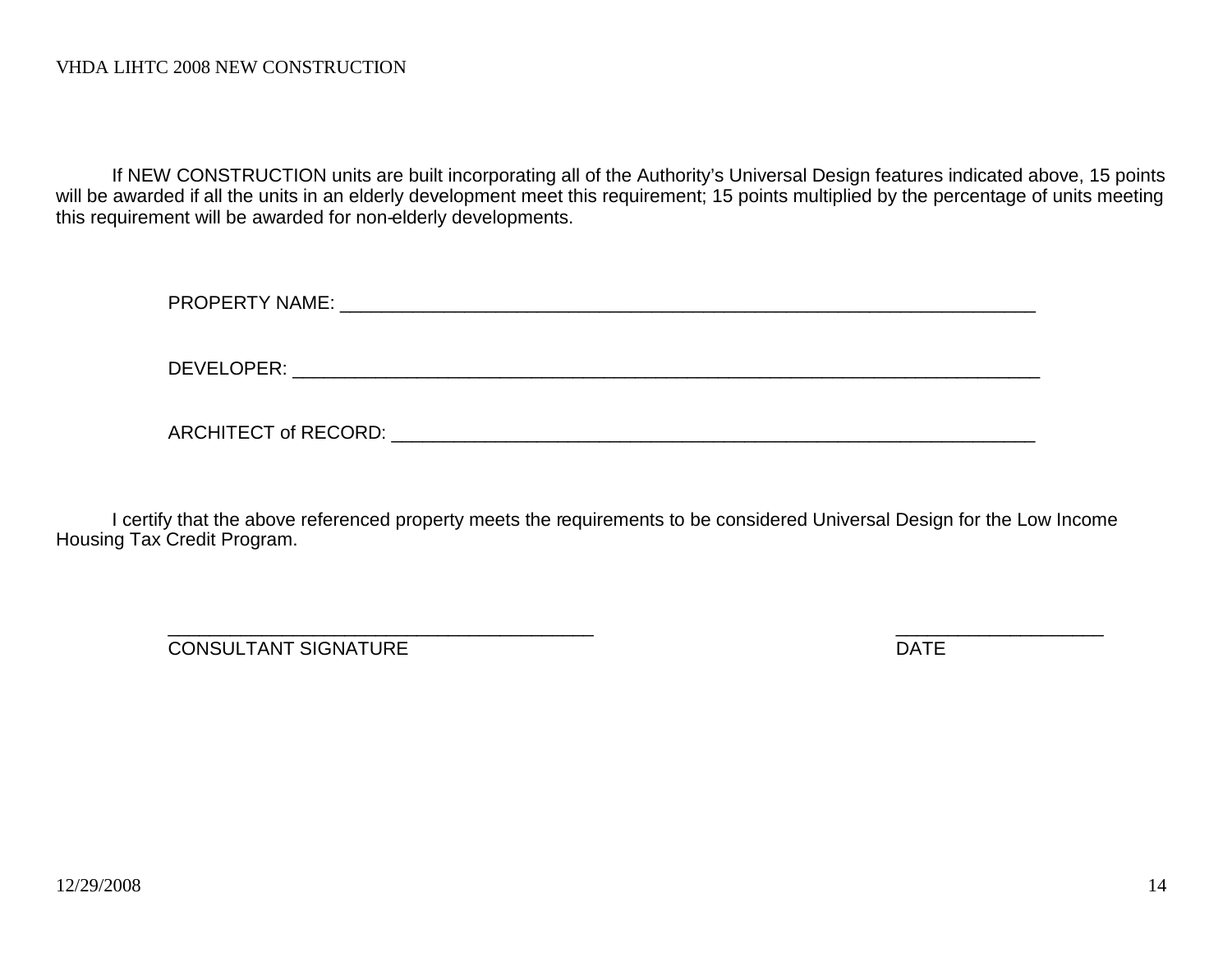If NEW CONSTRUCTION units are built incorporating all of the Authority's Universal Design features indicated above, 15 points will be awarded if all the units in an elderly development meet this requirement; 15 points multiplied by the percentage of units meeting this requirement will be awarded for non-elderly developments.

PROPERTY NAME: ___________________________________________________________________________

DEVELOPER: ________________________________________________________________________________

ARCHITECT of RECORD: ______________________________________________________________________

I certify that the above referenced property meets the requirements to be considered Universal Design for the Low Income Housing Tax Credit Program.

_________________________________________ &nbsp;&nbsp;&nbsp;&nbsp;&nbsp;&nbsp;&nbsp;&nbsp; ____________________

CONSULTANT SIGNATURE &nbsp;&nbsp;&nbsp;&nbsp;&nbsp;&nbsp;&nbsp;&nbsp; DATE